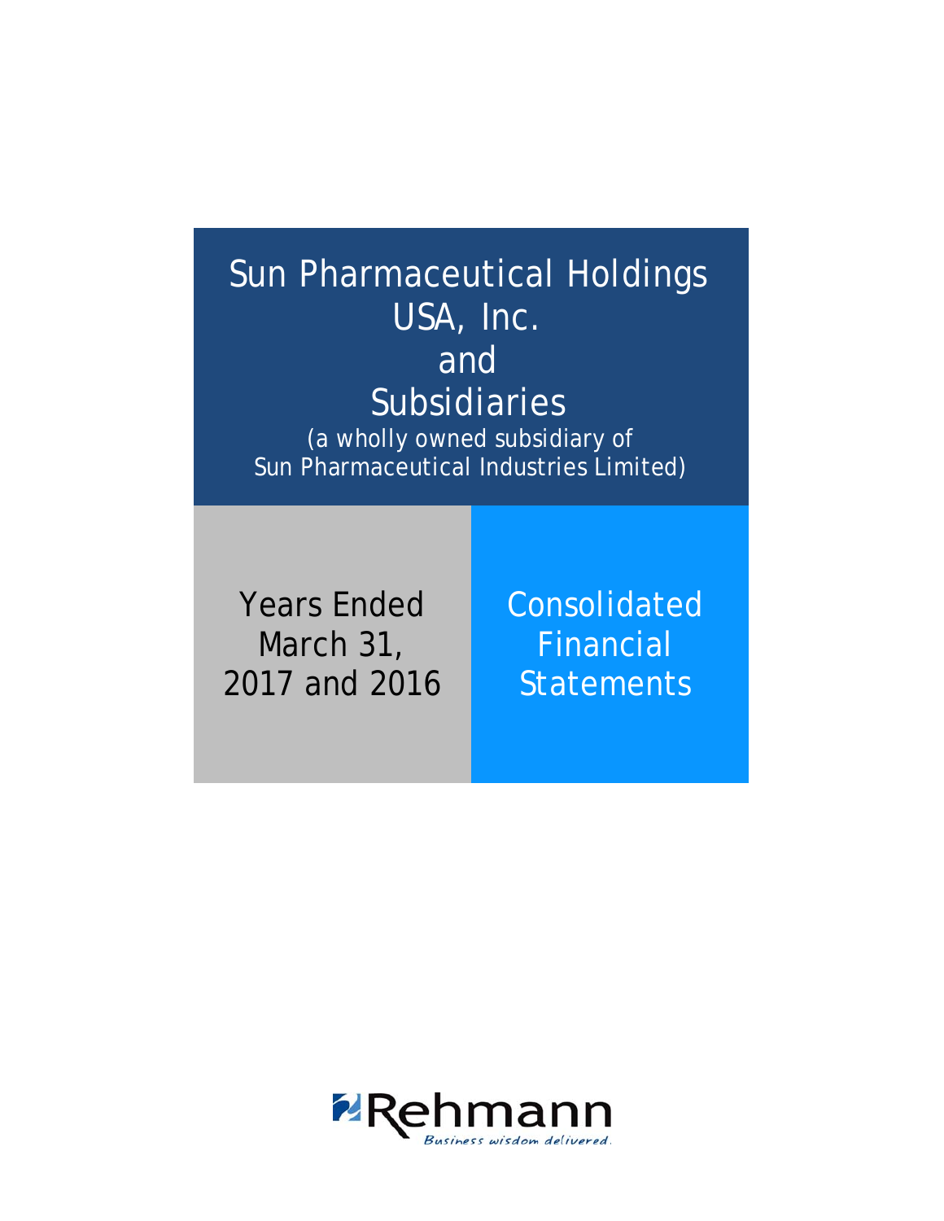# Sun Pharmaceutical Holdings USA, Inc. and Subsidiaries

(a wholly owned subsidiary of Sun Pharmaceutical Industries Limited)

Years Ended March 31, 2017 and 2016

Consolidated Financial Statements

Rehmann

*Business wisdom delivered.*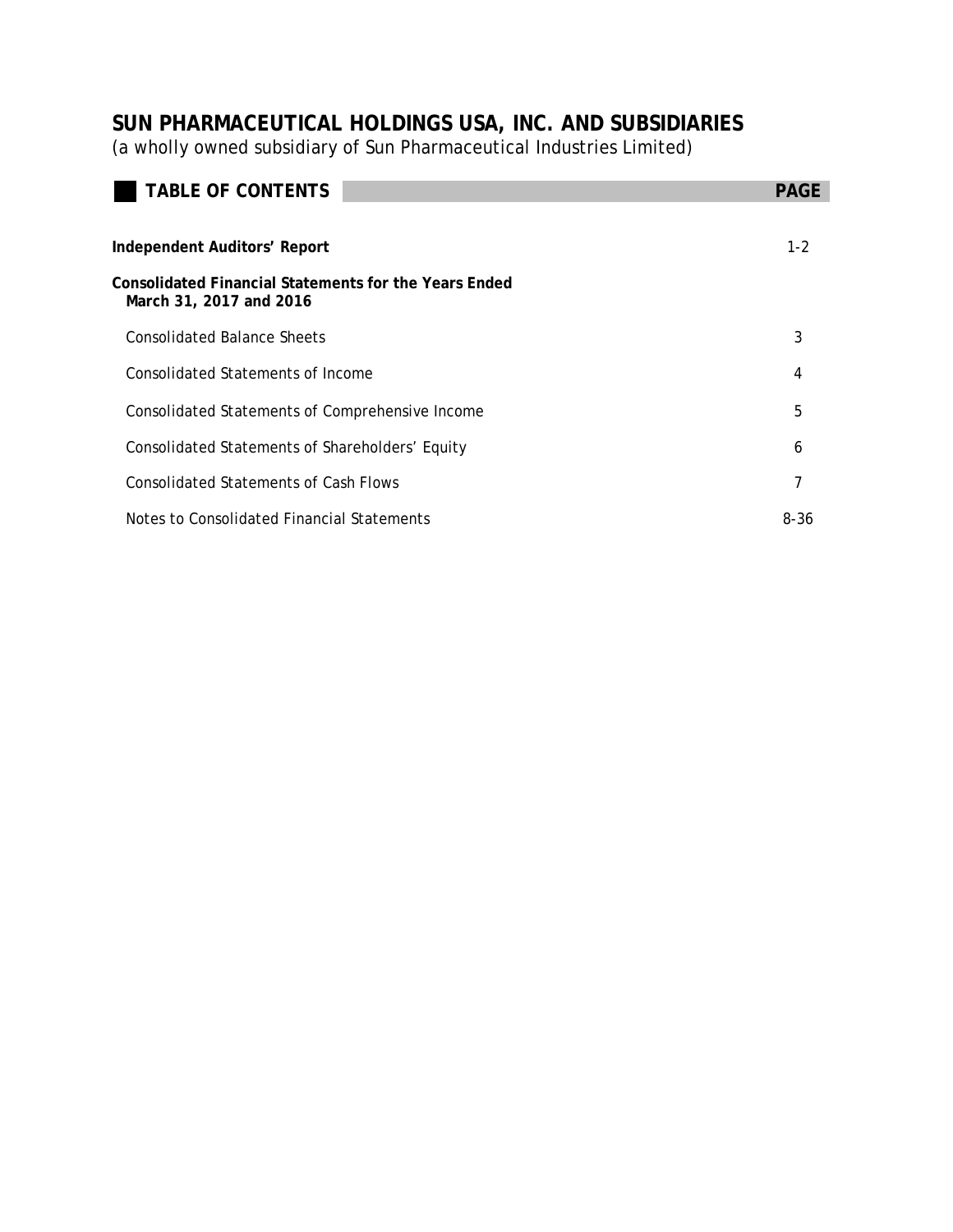# SUN PHARMACEUTICAL HOLDINGS USA, INC. AND SUBSIDIARIES

*(a wholly owned subsidiary of Sun Pharmaceutical Industries Limited)*

| TABLE OF CONTENTS | PAGE |
|---|---|
| **Independent Auditors' Report** | 1-2 |
| **Consolidated Financial Statements for the Years Ended March 31, 2017 and 2016** | |
| Consolidated Balance Sheets | 3 |
| Consolidated Statements of Income | 4 |
| Consolidated Statements of Comprehensive Income | 5 |
| Consolidated Statements of Shareholders' Equity | 6 |
| Consolidated Statements of Cash Flows | 7 |
| Notes to Consolidated Financial Statements | 8-36 |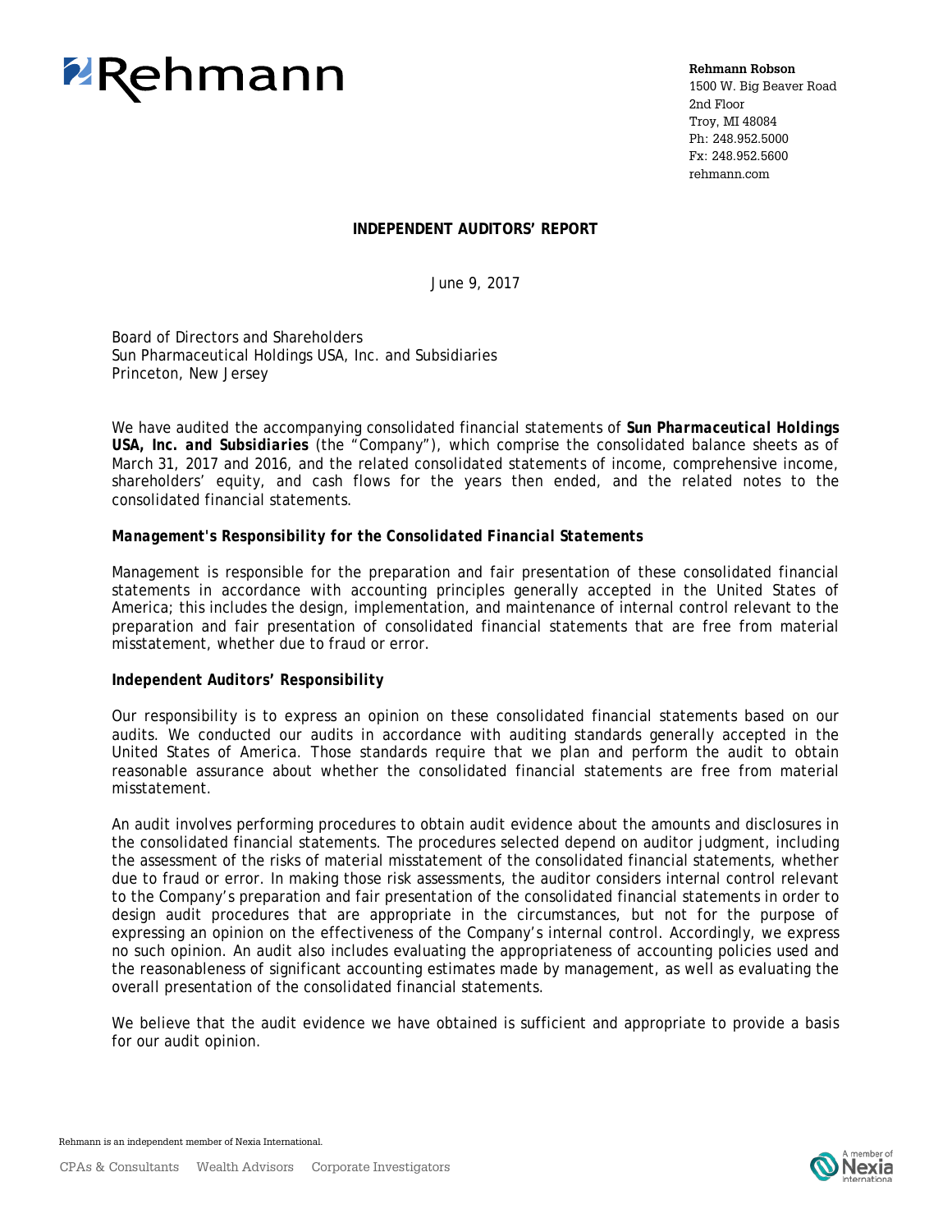Rehmann

**Rehmann Robson**
1500 W. Big Beaver Road
2nd Floor
Troy, MI 48084
Ph: 248.952.5000
Fx: 248.952.5600
rehmann.com

**INDEPENDENT AUDITORS' REPORT**

June 9, 2017

Board of Directors and Shareholders
Sun Pharmaceutical Holdings USA, Inc. and Subsidiaries
Princeton, New Jersey

We have audited the accompanying consolidated financial statements of ***Sun Pharmaceutical Holdings USA, Inc. and Subsidiaries*** (the "Company"), which comprise the consolidated balance sheets as of March 31, 2017 and 2016, and the related consolidated statements of income, comprehensive income, shareholders' equity, and cash flows for the years then ended, and the related notes to the consolidated financial statements.

***Management's Responsibility for the Consolidated Financial Statements***

Management is responsible for the preparation and fair presentation of these consolidated financial statements in accordance with accounting principles generally accepted in the United States of America; this includes the design, implementation, and maintenance of internal control relevant to the preparation and fair presentation of consolidated financial statements that are free from material misstatement, whether due to fraud or error.

**Independent Auditors' Responsibility**

Our responsibility is to express an opinion on these consolidated financial statements based on our audits. We conducted our audits in accordance with auditing standards generally accepted in the United States of America. Those standards require that we plan and perform the audit to obtain reasonable assurance about whether the consolidated financial statements are free from material misstatement.

An audit involves performing procedures to obtain audit evidence about the amounts and disclosures in the consolidated financial statements. The procedures selected depend on auditor judgment, including the assessment of the risks of material misstatement of the consolidated financial statements, whether due to fraud or error. In making those risk assessments, the auditor considers internal control relevant to the Company's preparation and fair presentation of the consolidated financial statements in order to design audit procedures that are appropriate in the circumstances, but not for the purpose of expressing an opinion on the effectiveness of the Company's internal control. Accordingly, we express no such opinion. An audit also includes evaluating the appropriateness of accounting policies used and the reasonableness of significant accounting estimates made by management, as well as evaluating the overall presentation of the consolidated financial statements.

We believe that the audit evidence we have obtained is sufficient and appropriate to provide a basis for our audit opinion.

Rehmann is an independent member of Nexia International.

CPAs & Consultants Wealth Advisors Corporate Investigators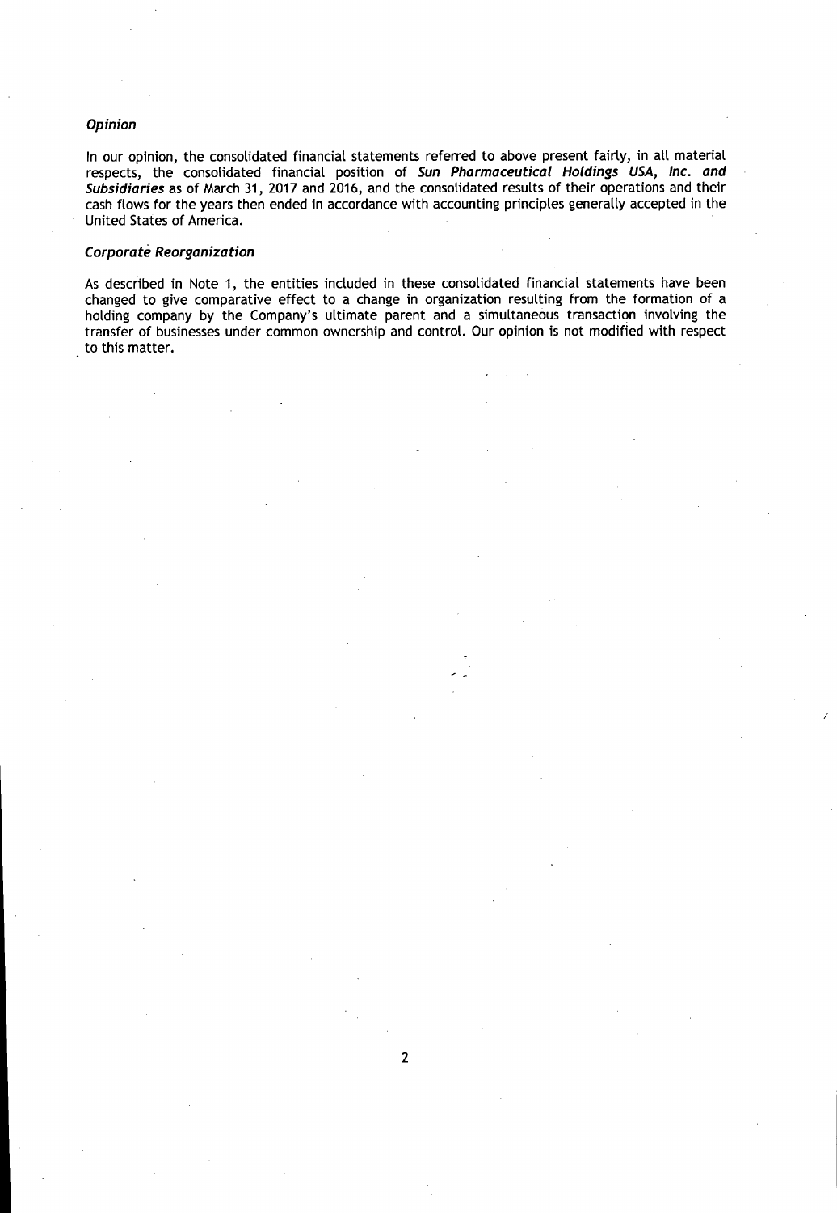### *Opinion*

In our opinion, the consolidated financial statements referred to above present fairly, in all material respects, the consolidated financial position of ***Sun Pharmaceutical Holdings USA, Inc. and Subsidiaries*** as of March 31, 2017 and 2016, and the consolidated results of their operations and their cash flows for the years then ended in accordance with accounting principles generally accepted in the United States of America.

### *Corporate Reorganization*

As described in Note 1, the entities included in these consolidated financial statements have been changed to give comparative effect to a change in organization resulting from the formation of a holding company by the Company's ultimate parent and a simultaneous transaction involving the transfer of businesses under common ownership and control. Our opinion is not modified with respect to this matter.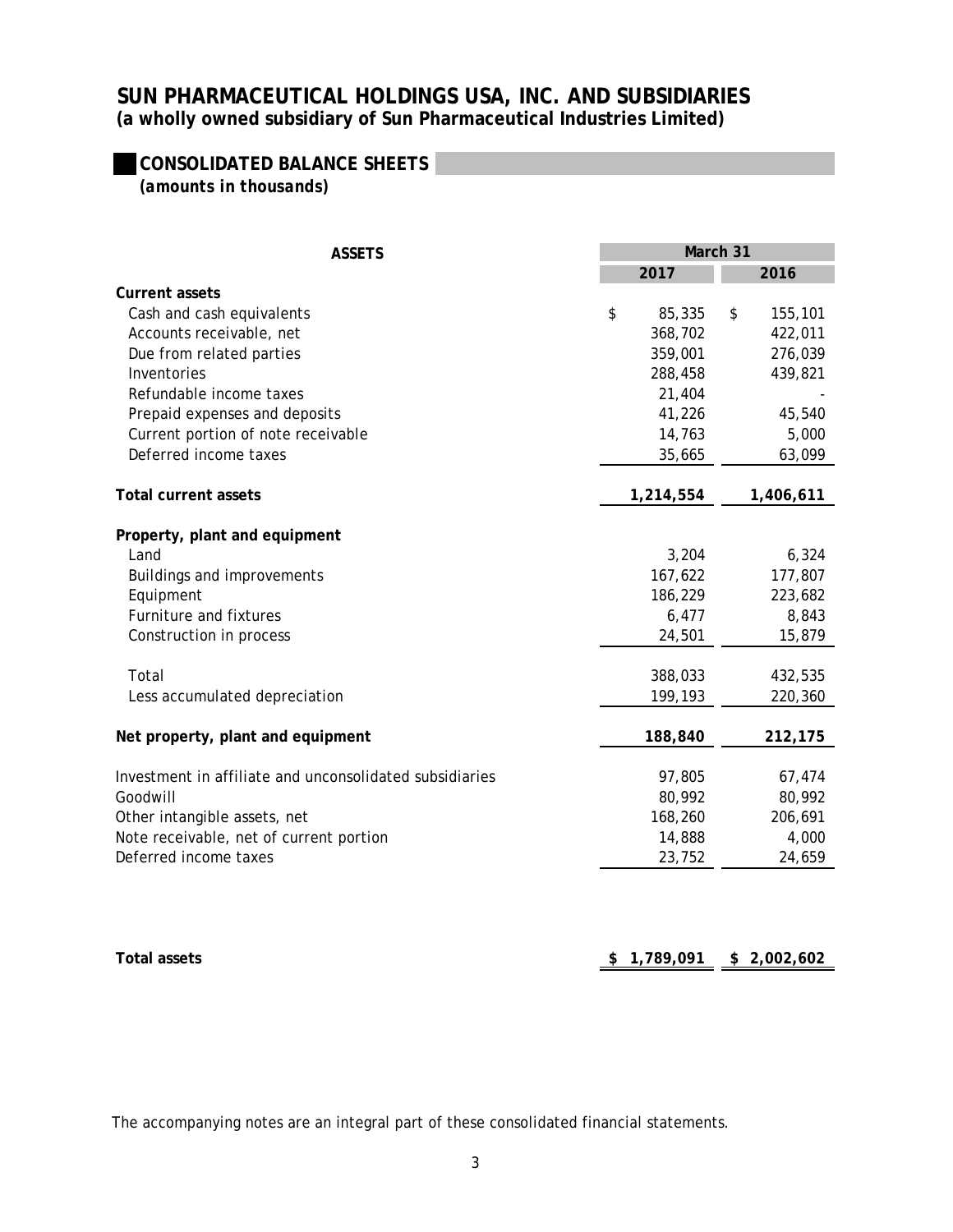# SUN PHARMACEUTICAL HOLDINGS USA, INC. AND SUBSIDIARIES
**(a wholly owned subsidiary of Sun Pharmaceutical Industries Limited)**

## CONSOLIDATED BALANCE SHEETS
*(amounts in thousands)*

| ASSETS | March 31 2017 | March 31 2016 |
|---|---|---|
| **Current assets** | | |
| Cash and cash equivalents | $ 85,335 | $ 155,101 |
| Accounts receivable, net | 368,702 | 422,011 |
| Due from related parties | 359,001 | 276,039 |
| Inventories | 288,458 | 439,821 |
| Refundable income taxes | 21,404 | - |
| Prepaid expenses and deposits | 41,226 | 45,540 |
| Current portion of note receivable | 14,763 | 5,000 |
| Deferred income taxes | 35,665 | 63,099 |
| **Total current assets** | **1,214,554** | **1,406,611** |
| **Property, plant and equipment** | | |
| Land | 3,204 | 6,324 |
| Buildings and improvements | 167,622 | 177,807 |
| Equipment | 186,229 | 223,682 |
| Furniture and fixtures | 6,477 | 8,843 |
| Construction in process | 24,501 | 15,879 |
| Total | 388,033 | 432,535 |
| Less accumulated depreciation | 199,193 | 220,360 |
| **Net property, plant and equipment** | **188,840** | **212,175** |
| Investment in affiliate and unconsolidated subsidiaries | 97,805 | 67,474 |
| Goodwill | 80,992 | 80,992 |
| Other intangible assets, net | 168,260 | 206,691 |
| Note receivable, net of current portion | 14,888 | 4,000 |
| Deferred income taxes | 23,752 | 24,659 |
| **Total assets** | **$ 1,789,091** | **$ 2,002,602** |

The accompanying notes are an integral part of these consolidated financial statements.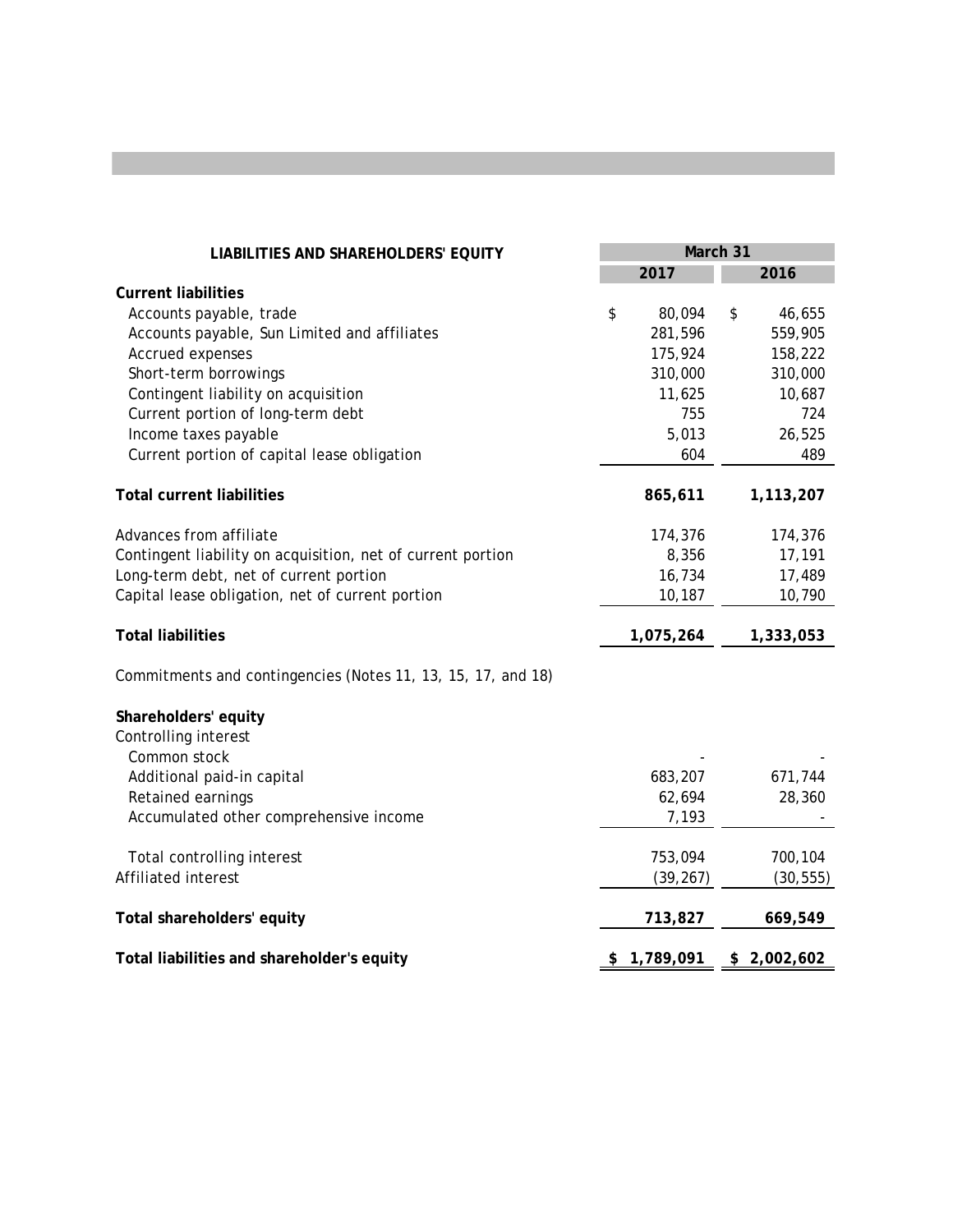| LIABILITIES AND SHAREHOLDERS' EQUITY | March 31 | |
|---|---|---|
| | 2017 | 2016 |
| **Current liabilities** | | |
| Accounts payable, trade | $ 80,094 | $ 46,655 |
| Accounts payable, Sun Limited and affiliates | 281,596 | 559,905 |
| Accrued expenses | 175,924 | 158,222 |
| Short-term borrowings | 310,000 | 310,000 |
| Contingent liability on acquisition | 11,625 | 10,687 |
| Current portion of long-term debt | 755 | 724 |
| Income taxes payable | 5,013 | 26,525 |
| Current portion of capital lease obligation | 604 | 489 |
| **Total current liabilities** | **865,611** | **1,113,207** |
| Advances from affiliate | 174,376 | 174,376 |
| Contingent liability on acquisition, net of current portion | 8,356 | 17,191 |
| Long-term debt, net of current portion | 16,734 | 17,489 |
| Capital lease obligation, net of current portion | 10,187 | 10,790 |
| **Total liabilities** | **1,075,264** | **1,333,053** |
| Commitments and contingencies (Notes 11, 13, 15, 17, and 18) | | |
| **Shareholders' equity** | | |
| Controlling interest | | |
| Common stock | - | - |
| Additional paid-in capital | 683,207 | 671,744 |
| Retained earnings | 62,694 | 28,360 |
| Accumulated other comprehensive income | 7,193 | - |
| Total controlling interest | 753,094 | 700,104 |
| Affiliated interest | (39,267) | (30,555) |
| **Total shareholders' equity** | **713,827** | **669,549** |
| **Total liabilities and shareholder's equity** | **$ 1,789,091** | **$ 2,002,602** |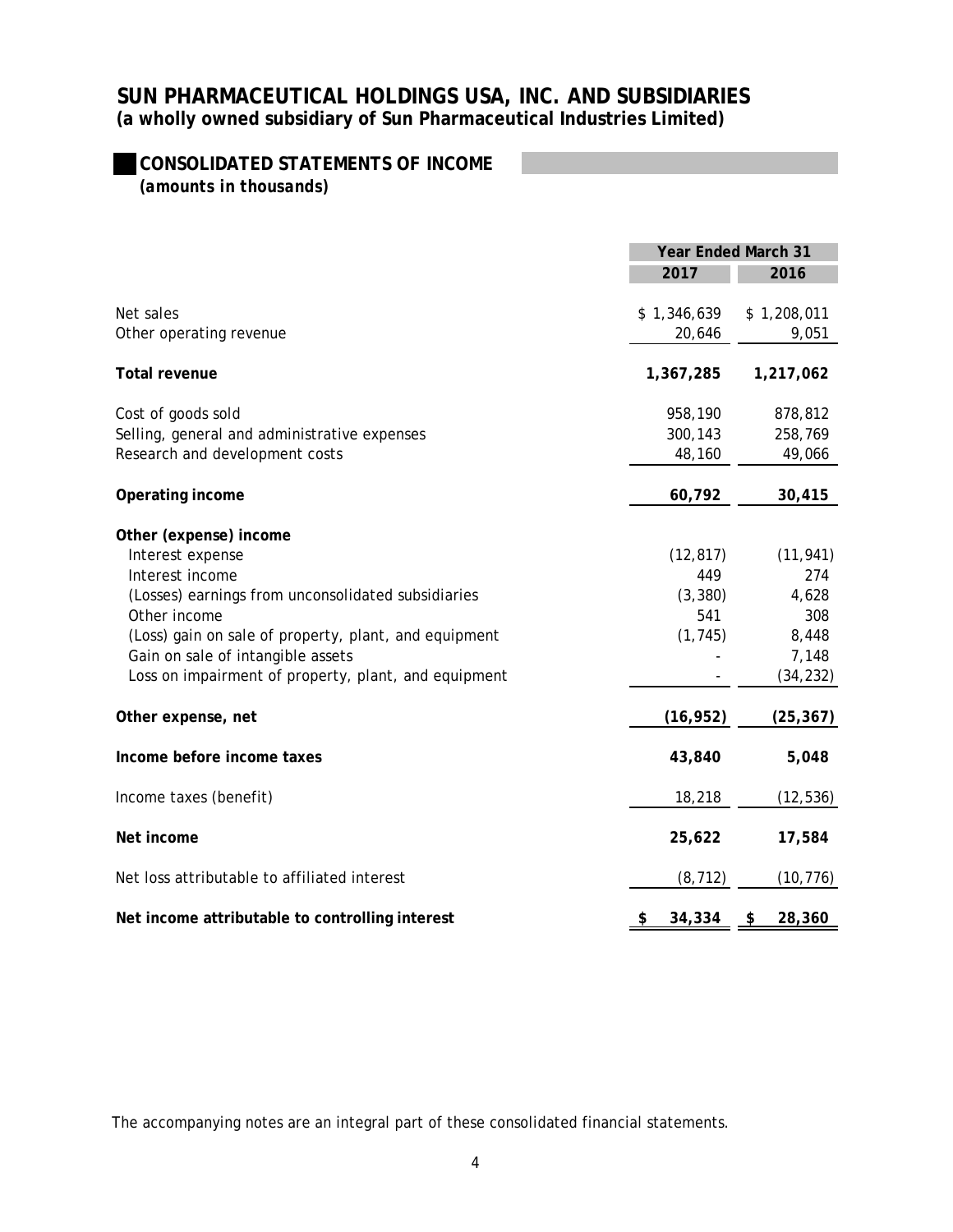# SUN PHARMACEUTICAL HOLDINGS USA, INC. AND SUBSIDIARIES

**(a wholly owned subsidiary of Sun Pharmaceutical Industries Limited)**

## CONSOLIDATED STATEMENTS OF INCOME

*(amounts in thousands)*

| | Year Ended March 31 | |
|---|---|---|
| | 2017 | 2016 |
| Net sales | $ 1,346,639 | $ 1,208,011 |
| Other operating revenue | 20,646 | 9,051 |
| **Total revenue** | **1,367,285** | **1,217,062** |
| Cost of goods sold | 958,190 | 878,812 |
| Selling, general and administrative expenses | 300,143 | 258,769 |
| Research and development costs | 48,160 | 49,066 |
| **Operating income** | **60,792** | **30,415** |
| **Other (expense) income** | | |
| Interest expense | (12,817) | (11,941) |
| Interest income | 449 | 274 |
| (Losses) earnings from unconsolidated subsidiaries | (3,380) | 4,628 |
| Other income | 541 | 308 |
| (Loss) gain on sale of property, plant, and equipment | (1,745) | 8,448 |
| Gain on sale of intangible assets | - | 7,148 |
| Loss on impairment of property, plant, and equipment | - | (34,232) |
| **Other expense, net** | **(16,952)** | **(25,367)** |
| **Income before income taxes** | **43,840** | **5,048** |
| Income taxes (benefit) | 18,218 | (12,536) |
| **Net income** | **25,622** | **17,584** |
| Net loss attributable to affiliated interest | (8,712) | (10,776) |
| **Net income attributable to controlling interest** | **$ 34,334** | **$ 28,360** |

The accompanying notes are an integral part of these consolidated financial statements.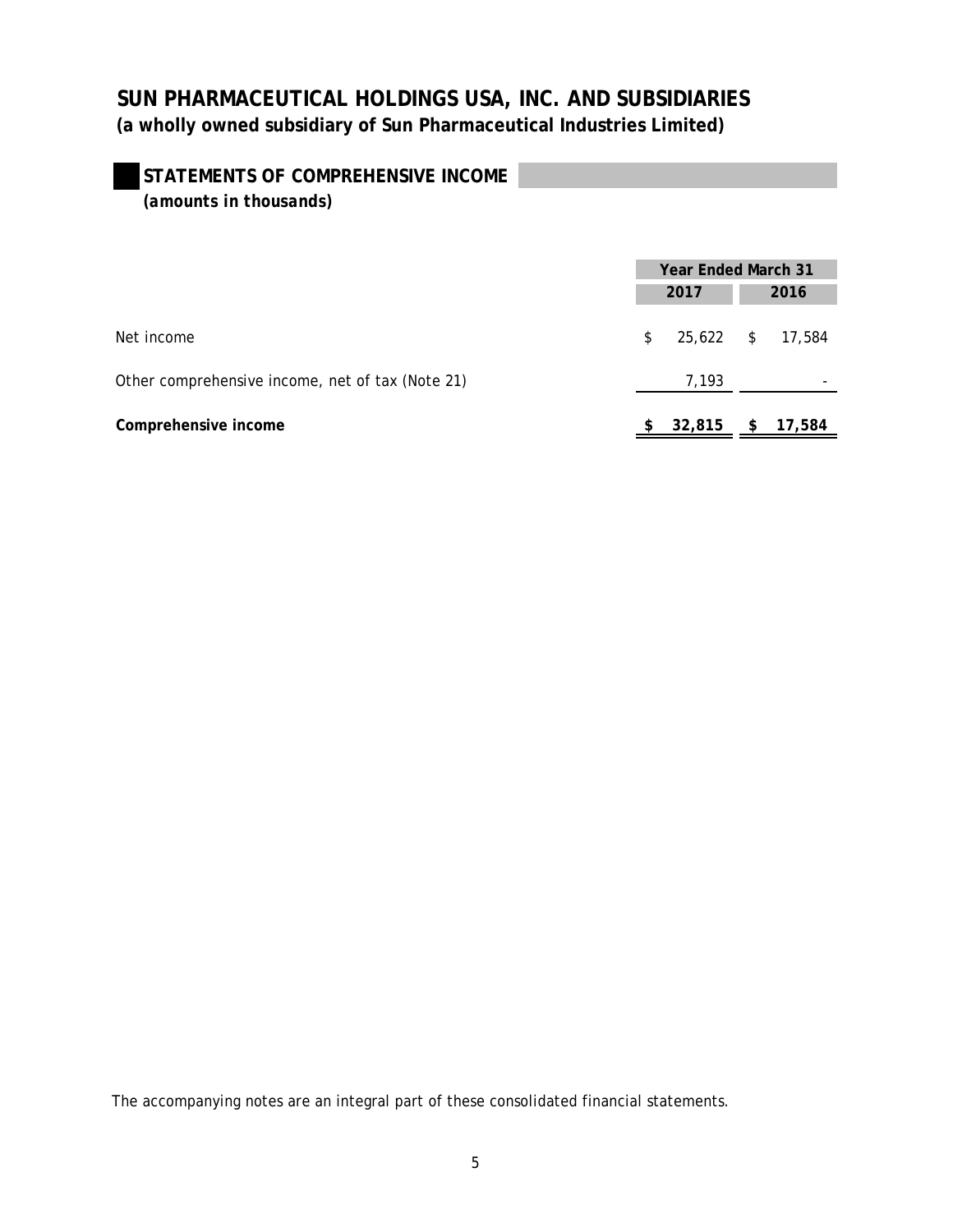# SUN PHARMACEUTICAL HOLDINGS USA, INC. AND SUBSIDIARIES

**(a wholly owned subsidiary of Sun Pharmaceutical Industries Limited)**

## STATEMENTS OF COMPREHENSIVE INCOME

***(amounts in thousands)***

| | Year Ended March 31 | |
|---|---|---|
| | **2017** | **2016** |
| Net income | $ 25,622 | $ 17,584 |
| Other comprehensive income, net of tax (Note 21) | 7,193 | - |
| **Comprehensive income** | **$ 32,815** | **$ 17,584** |

The accompanying notes are an integral part of these consolidated financial statements.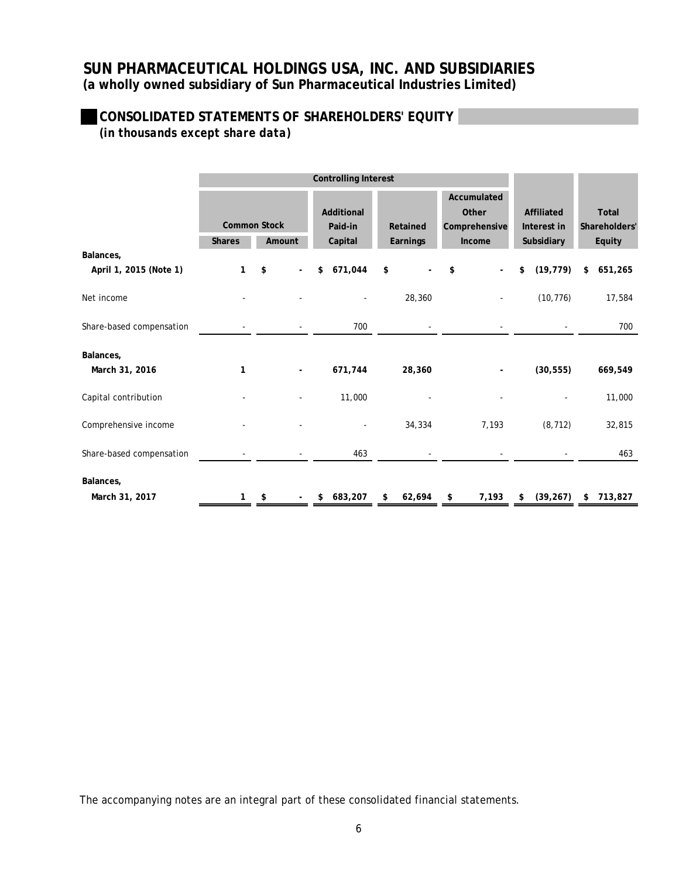# SUN PHARMACEUTICAL HOLDINGS USA, INC. AND SUBSIDIARIES

**(a wholly owned subsidiary of Sun Pharmaceutical Industries Limited)**

## CONSOLIDATED STATEMENTS OF SHAREHOLDERS' EQUITY

*(in thousands except share data)*

| | Controlling Interest | | | | | | |
|---|---|---|---|---|---|---|---|
| | Common Stock | | Additional Paid-in Capital | Retained Earnings | Accumulated Other Comprehensive Income | Affiliated Interest in Subsidiary | Total Shareholders' Equity |
| | Shares | Amount | | | | | |
| **Balances, April 1, 2015 (Note 1)** | **1** | **$ -** | **$ 671,044** | **$ -** | **$ -** | **$ (19,779)** | **$ 651,265** |
| Net income | - | - | - | 28,360 | - | (10,776) | 17,584 |
| Share-based compensation | - | - | 700 | - | - | - | 700 |
| **Balances, March 31, 2016** | **1** | **-** | **671,744** | **28,360** | **-** | **(30,555)** | **669,549** |
| Capital contribution | - | - | 11,000 | - | - | - | 11,000 |
| Comprehensive income | - | - | - | 34,334 | 7,193 | (8,712) | 32,815 |
| Share-based compensation | - | - | 463 | - | - | - | 463 |
| **Balances, March 31, 2017** | **1** | **$ -** | **$ 683,207** | **$ 62,694** | **$ 7,193** | **$ (39,267)** | **$ 713,827** |

The accompanying notes are an integral part of these consolidated financial statements.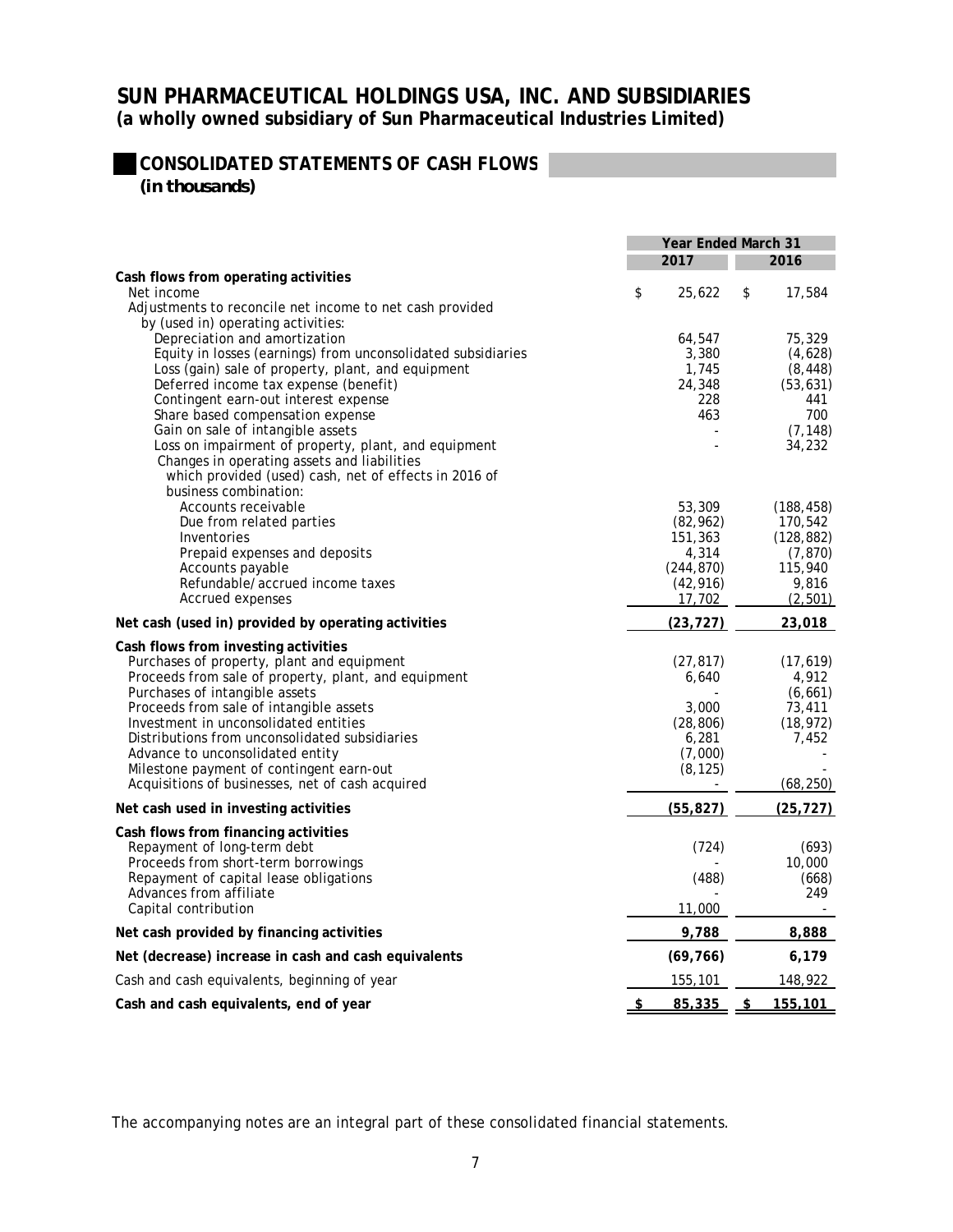# SUN PHARMACEUTICAL HOLDINGS USA, INC. AND SUBSIDIARIES

**(a wholly owned subsidiary of Sun Pharmaceutical Industries Limited)**

## CONSOLIDATED STATEMENTS OF CASH FLOWS

***(in thousands)***

| | Year Ended March 31 | |
|---|---|---|
| | **2017** | **2016** |
| **Cash flows from operating activities** | | |
| Net income | $ 25,622 | $ 17,584 |
| Adjustments to reconcile net income to net cash provided by (used in) operating activities: | | |
| Depreciation and amortization | 64,547 | 75,329 |
| Equity in losses (earnings) from unconsolidated subsidiaries | 3,380 | (4,628) |
| Loss (gain) sale of property, plant, and equipment | 1,745 | (8,448) |
| Deferred income tax expense (benefit) | 24,348 | (53,631) |
| Contingent earn-out interest expense | 228 | 441 |
| Share based compensation expense | 463 | 700 |
| Gain on sale of intangible assets | - | (7,148) |
| Loss on impairment of property, plant, and equipment | - | 34,232 |
| Changes in operating assets and liabilities which provided (used) cash, net of effects in 2016 of business combination: | | |
| Accounts receivable | 53,309 | (188,458) |
| Due from related parties | (82,962) | 170,542 |
| Inventories | 151,363 | (128,882) |
| Prepaid expenses and deposits | 4,314 | (7,870) |
| Accounts payable | (244,870) | 115,940 |
| Refundable/accrued income taxes | (42,916) | 9,816 |
| Accrued expenses | 17,702 | (2,501) |
| **Net cash (used in) provided by operating activities** | **(23,727)** | **23,018** |
| **Cash flows from investing activities** | | |
| Purchases of property, plant and equipment | (27,817) | (17,619) |
| Proceeds from sale of property, plant, and equipment | 6,640 | 4,912 |
| Purchases of intangible assets | - | (6,661) |
| Proceeds from sale of intangible assets | 3,000 | 73,411 |
| Investment in unconsolidated entities | (28,806) | (18,972) |
| Distributions from unconsolidated subsidiaries | 6,281 | 7,452 |
| Advance to unconsolidated entity | (7,000) | - |
| Milestone payment of contingent earn-out | (8,125) | - |
| Acquisitions of businesses, net of cash acquired | - | (68,250) |
| **Net cash used in investing activities** | **(55,827)** | **(25,727)** |
| **Cash flows from financing activities** | | |
| Repayment of long-term debt | (724) | (693) |
| Proceeds from short-term borrowings | - | 10,000 |
| Repayment of capital lease obligations | (488) | (668) |
| Advances from affiliate | - | 249 |
| Capital contribution | 11,000 | - |
| **Net cash provided by financing activities** | **9,788** | **8,888** |
| **Net (decrease) increase in cash and cash equivalents** | **(69,766)** | **6,179** |
| Cash and cash equivalents, beginning of year | 155,101 | 148,922 |
| **Cash and cash equivalents, end of year** | **$ 85,335** | **$ 155,101** |

The accompanying notes are an integral part of these consolidated financial statements.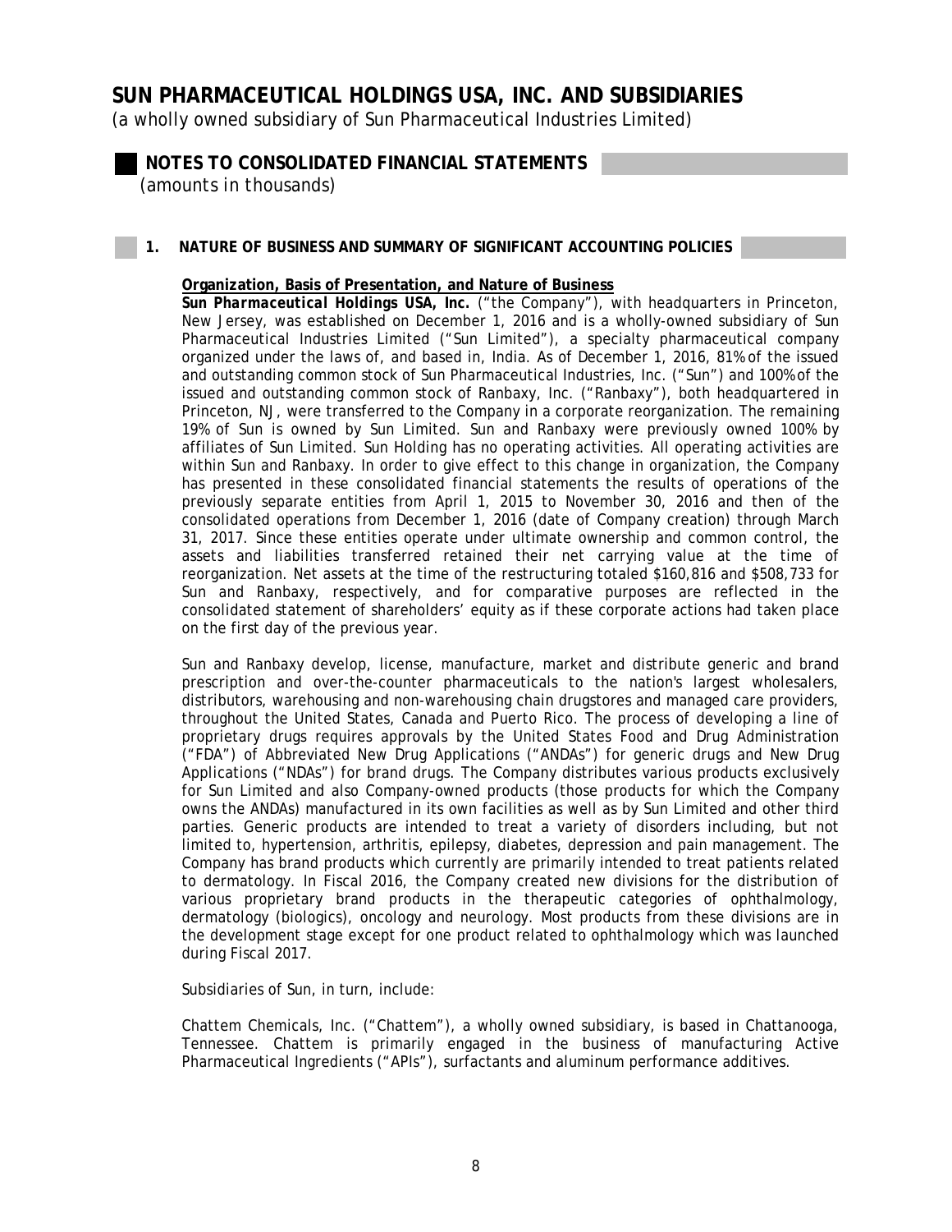# SUN PHARMACEUTICAL HOLDINGS USA, INC. AND SUBSIDIARIES

(a wholly owned subsidiary of Sun Pharmaceutical Industries Limited)

## NOTES TO CONSOLIDATED FINANCIAL STATEMENTS

*(amounts in thousands)*

### 1. NATURE OF BUSINESS AND SUMMARY OF SIGNIFICANT ACCOUNTING POLICIES

**Organization, Basis of Presentation, and Nature of Business**

***Sun Pharmaceutical Holdings USA, Inc.*** ("the Company"), with headquarters in Princeton, New Jersey, was established on December 1, 2016 and is a wholly-owned subsidiary of Sun Pharmaceutical Industries Limited ("Sun Limited"), a specialty pharmaceutical company organized under the laws of, and based in, India. As of December 1, 2016, 81% of the issued and outstanding common stock of Sun Pharmaceutical Industries, Inc. ("Sun") and 100% of the issued and outstanding common stock of Ranbaxy, Inc. ("Ranbaxy"), both headquartered in Princeton, NJ, were transferred to the Company in a corporate reorganization. The remaining 19% of Sun is owned by Sun Limited. Sun and Ranbaxy were previously owned 100% by affiliates of Sun Limited. Sun Holding has no operating activities. All operating activities are within Sun and Ranbaxy. In order to give effect to this change in organization, the Company has presented in these consolidated financial statements the results of operations of the previously separate entities from April 1, 2015 to November 30, 2016 and then of the consolidated operations from December 1, 2016 (date of Company creation) through March 31, 2017. Since these entities operate under ultimate ownership and common control, the assets and liabilities transferred retained their net carrying value at the time of reorganization. Net assets at the time of the restructuring totaled $160,816 and $508,733 for Sun and Ranbaxy, respectively, and for comparative purposes are reflected in the consolidated statement of shareholders' equity as if these corporate actions had taken place on the first day of the previous year.

Sun and Ranbaxy develop, license, manufacture, market and distribute generic and brand prescription and over-the-counter pharmaceuticals to the nation's largest wholesalers, distributors, warehousing and non-warehousing chain drugstores and managed care providers, throughout the United States, Canada and Puerto Rico. The process of developing a line of proprietary drugs requires approvals by the United States Food and Drug Administration ("FDA") of Abbreviated New Drug Applications ("ANDAs") for generic drugs and New Drug Applications ("NDAs") for brand drugs. The Company distributes various products exclusively for Sun Limited and also Company-owned products (those products for which the Company owns the ANDAs) manufactured in its own facilities as well as by Sun Limited and other third parties. Generic products are intended to treat a variety of disorders including, but not limited to, hypertension, arthritis, epilepsy, diabetes, depression and pain management. The Company has brand products which currently are primarily intended to treat patients related to dermatology. In Fiscal 2016, the Company created new divisions for the distribution of various proprietary brand products in the therapeutic categories of ophthalmology, dermatology (biologics), oncology and neurology. Most products from these divisions are in the development stage except for one product related to ophthalmology which was launched during Fiscal 2017.

Subsidiaries of Sun, in turn, include:

Chattem Chemicals, Inc. ("Chattem"), a wholly owned subsidiary, is based in Chattanooga, Tennessee. Chattem is primarily engaged in the business of manufacturing Active Pharmaceutical Ingredients ("APIs"), surfactants and aluminum performance additives.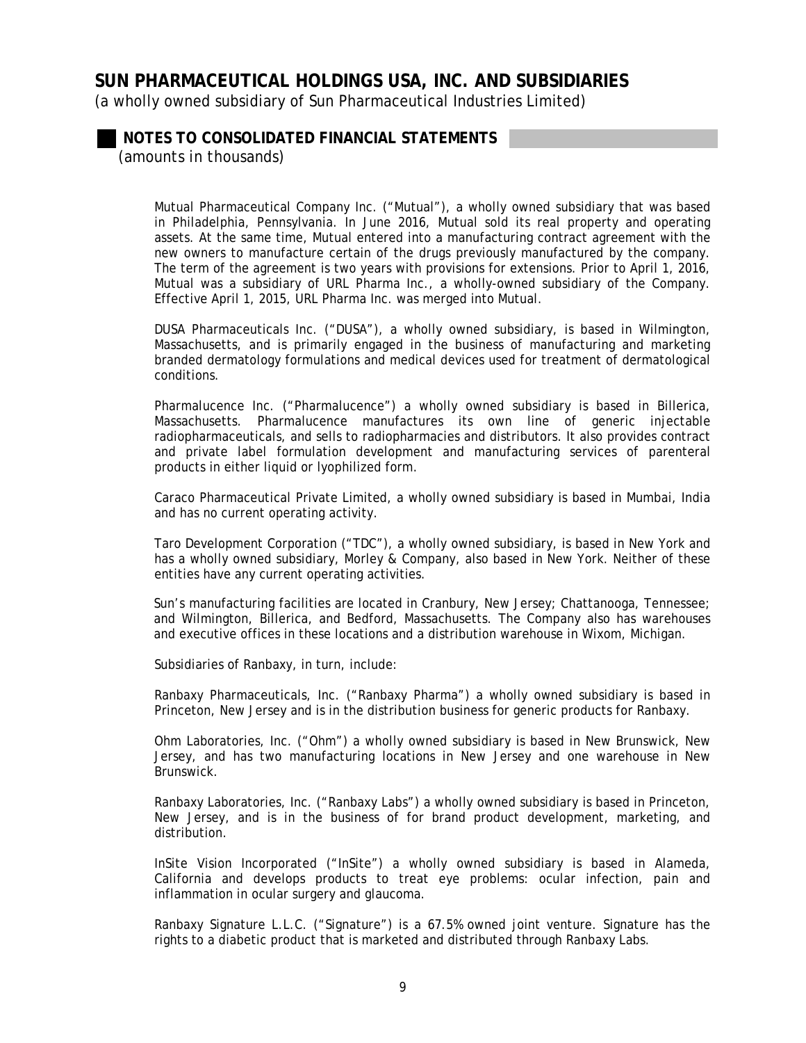Mutual Pharmaceutical Company Inc. ("Mutual"), a wholly owned subsidiary that was based in Philadelphia, Pennsylvania. In June 2016, Mutual sold its real property and operating assets. At the same time, Mutual entered into a manufacturing contract agreement with the new owners to manufacture certain of the drugs previously manufactured by the company. The term of the agreement is two years with provisions for extensions. Prior to April 1, 2016, Mutual was a subsidiary of URL Pharma Inc., a wholly-owned subsidiary of the Company. Effective April 1, 2015, URL Pharma Inc. was merged into Mutual.

DUSA Pharmaceuticals Inc. ("DUSA"), a wholly owned subsidiary, is based in Wilmington, Massachusetts, and is primarily engaged in the business of manufacturing and marketing branded dermatology formulations and medical devices used for treatment of dermatological conditions.

Pharmalucence Inc. ("Pharmalucence") a wholly owned subsidiary is based in Billerica, Massachusetts. Pharmalucence manufactures its own line of generic injectable radiopharmaceuticals, and sells to radiopharmacies and distributors. It also provides contract and private label formulation development and manufacturing services of parenteral products in either liquid or lyophilized form.

Caraco Pharmaceutical Private Limited, a wholly owned subsidiary is based in Mumbai, India and has no current operating activity.

Taro Development Corporation ("TDC"), a wholly owned subsidiary, is based in New York and has a wholly owned subsidiary, Morley & Company, also based in New York. Neither of these entities have any current operating activities.

Sun's manufacturing facilities are located in Cranbury, New Jersey; Chattanooga, Tennessee; and Wilmington, Billerica, and Bedford, Massachusetts. The Company also has warehouses and executive offices in these locations and a distribution warehouse in Wixom, Michigan.

Subsidiaries of Ranbaxy, in turn, include:

Ranbaxy Pharmaceuticals, Inc. ("Ranbaxy Pharma") a wholly owned subsidiary is based in Princeton, New Jersey and is in the distribution business for generic products for Ranbaxy.

Ohm Laboratories, Inc. ("Ohm") a wholly owned subsidiary is based in New Brunswick, New Jersey, and has two manufacturing locations in New Jersey and one warehouse in New Brunswick.

Ranbaxy Laboratories, Inc. ("Ranbaxy Labs") a wholly owned subsidiary is based in Princeton, New Jersey, and is in the business of for brand product development, marketing, and distribution.

InSite Vision Incorporated ("InSite") a wholly owned subsidiary is based in Alameda, California and develops products to treat eye problems: ocular infection, pain and inflammation in ocular surgery and glaucoma.

Ranbaxy Signature L.L.C. ("Signature") is a 67.5% owned joint venture. Signature has the rights to a diabetic product that is marketed and distributed through Ranbaxy Labs.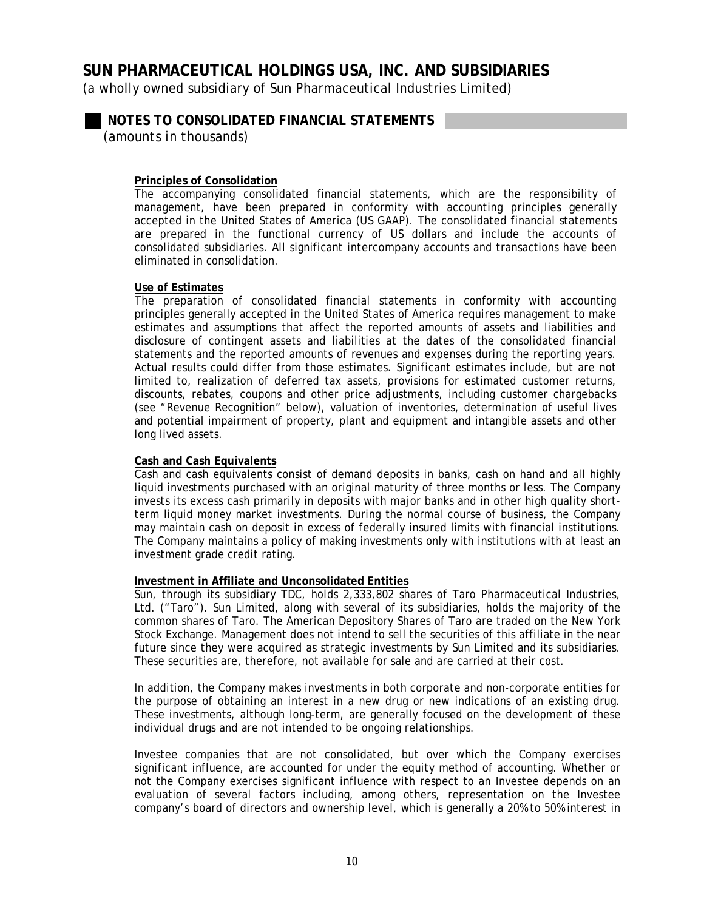# SUN PHARMACEUTICAL HOLDINGS USA, INC. AND SUBSIDIARIES

*(a wholly owned subsidiary of Sun Pharmaceutical Industries Limited)*

## NOTES TO CONSOLIDATED FINANCIAL STATEMENTS

*(amounts in thousands)*

**Principles of Consolidation**

The accompanying consolidated financial statements, which are the responsibility of management, have been prepared in conformity with accounting principles generally accepted in the United States of America (US GAAP). The consolidated financial statements are prepared in the functional currency of US dollars and include the accounts of consolidated subsidiaries. All significant intercompany accounts and transactions have been eliminated in consolidation.

**Use of Estimates**

The preparation of consolidated financial statements in conformity with accounting principles generally accepted in the United States of America requires management to make estimates and assumptions that affect the reported amounts of assets and liabilities and disclosure of contingent assets and liabilities at the dates of the consolidated financial statements and the reported amounts of revenues and expenses during the reporting years. Actual results could differ from those estimates. Significant estimates include, but are not limited to, realization of deferred tax assets, provisions for estimated customer returns, discounts, rebates, coupons and other price adjustments, including customer chargebacks (see "Revenue Recognition" below), valuation of inventories, determination of useful lives and potential impairment of property, plant and equipment and intangible assets and other long lived assets.

**Cash and Cash Equivalents**

Cash and cash equivalents consist of demand deposits in banks, cash on hand and all highly liquid investments purchased with an original maturity of three months or less. The Company invests its excess cash primarily in deposits with major banks and in other high quality short-term liquid money market investments. During the normal course of business, the Company may maintain cash on deposit in excess of federally insured limits with financial institutions. The Company maintains a policy of making investments only with institutions with at least an investment grade credit rating.

**Investment in Affiliate and Unconsolidated Entities**

Sun, through its subsidiary TDC, holds 2,333,802 shares of Taro Pharmaceutical Industries, Ltd. ("Taro"). Sun Limited, along with several of its subsidiaries, holds the majority of the common shares of Taro. The American Depository Shares of Taro are traded on the New York Stock Exchange. Management does not intend to sell the securities of this affiliate in the near future since they were acquired as strategic investments by Sun Limited and its subsidiaries. These securities are, therefore, not available for sale and are carried at their cost.

In addition, the Company makes investments in both corporate and non-corporate entities for the purpose of obtaining an interest in a new drug or new indications of an existing drug. These investments, although long-term, are generally focused on the development of these individual drugs and are not intended to be ongoing relationships.

Investee companies that are not consolidated, but over which the Company exercises significant influence, are accounted for under the equity method of accounting. Whether or not the Company exercises significant influence with respect to an Investee depends on an evaluation of several factors including, among others, representation on the Investee company's board of directors and ownership level, which is generally a 20% to 50% interest in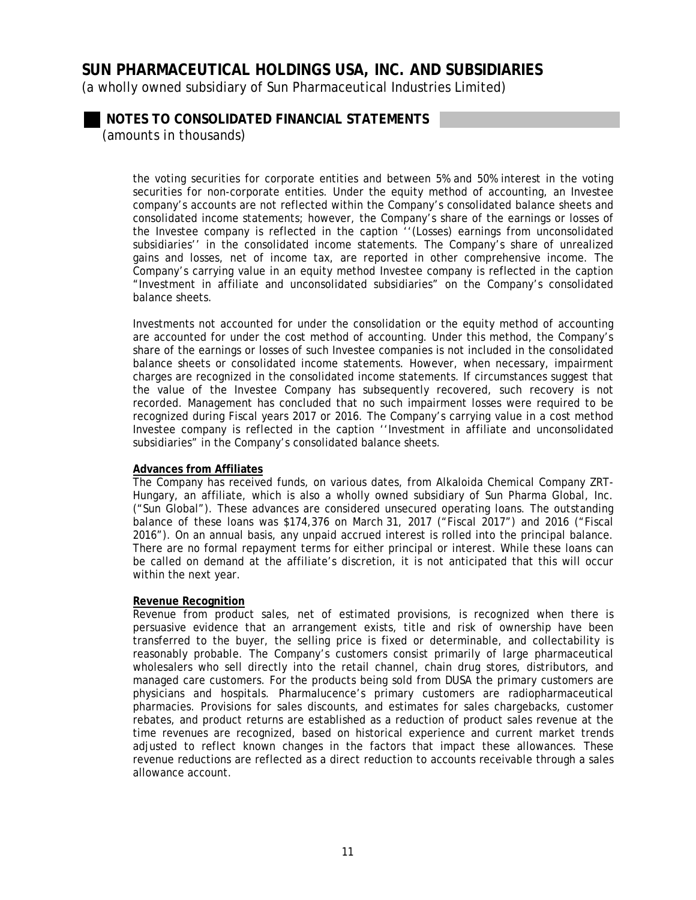the voting securities for corporate entities and between 5% and 50% interest in the voting securities for non-corporate entities. Under the equity method of accounting, an Investee company's accounts are not reflected within the Company's consolidated balance sheets and consolidated income statements; however, the Company's share of the earnings or losses of the Investee company is reflected in the caption ''(Losses) earnings from unconsolidated subsidiaries'' in the consolidated income statements. The Company's share of unrealized gains and losses, net of income tax, are reported in other comprehensive income. The Company's carrying value in an equity method Investee company is reflected in the caption "Investment in affiliate and unconsolidated subsidiaries" on the Company's consolidated balance sheets.

Investments not accounted for under the consolidation or the equity method of accounting are accounted for under the cost method of accounting. Under this method, the Company's share of the earnings or losses of such Investee companies is not included in the consolidated balance sheets or consolidated income statements. However, when necessary, impairment charges are recognized in the consolidated income statements. If circumstances suggest that the value of the Investee Company has subsequently recovered, such recovery is not recorded. Management has concluded that no such impairment losses were required to be recognized during Fiscal years 2017 or 2016. The Company's carrying value in a cost method Investee company is reflected in the caption ''Investment in affiliate and unconsolidated subsidiaries" in the Company's consolidated balance sheets.

**Advances from Affiliates**

The Company has received funds, on various dates, from Alkaloida Chemical Company ZRT-Hungary, an affiliate, which is also a wholly owned subsidiary of Sun Pharma Global, Inc. ("Sun Global"). These advances are considered unsecured operating loans. The outstanding balance of these loans was $174,376 on March 31, 2017 ("Fiscal 2017") and 2016 ("Fiscal 2016"). On an annual basis, any unpaid accrued interest is rolled into the principal balance. There are no formal repayment terms for either principal or interest. While these loans can be called on demand at the affiliate's discretion, it is not anticipated that this will occur within the next year.

**Revenue Recognition**

Revenue from product sales, net of estimated provisions, is recognized when there is persuasive evidence that an arrangement exists, title and risk of ownership have been transferred to the buyer, the selling price is fixed or determinable, and collectability is reasonably probable. The Company's customers consist primarily of large pharmaceutical wholesalers who sell directly into the retail channel, chain drug stores, distributors, and managed care customers. For the products being sold from DUSA the primary customers are physicians and hospitals. Pharmalucence's primary customers are radiopharmaceutical pharmacies. Provisions for sales discounts, and estimates for sales chargebacks, customer rebates, and product returns are established as a reduction of product sales revenue at the time revenues are recognized, based on historical experience and current market trends adjusted to reflect known changes in the factors that impact these allowances. These revenue reductions are reflected as a direct reduction to accounts receivable through a sales allowance account.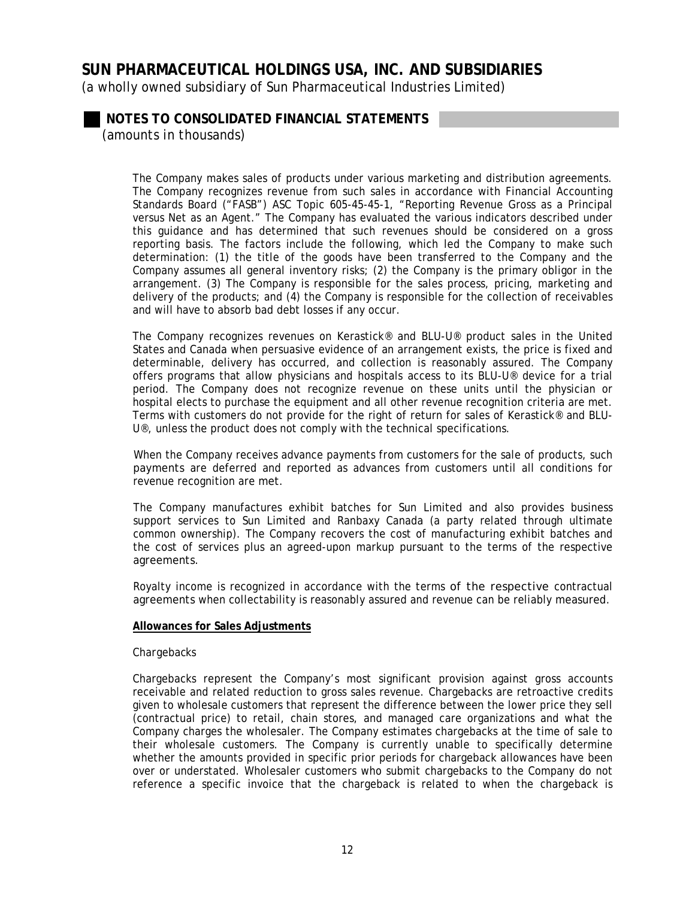The Company makes sales of products under various marketing and distribution agreements. The Company recognizes revenue from such sales in accordance with Financial Accounting Standards Board ("FASB") ASC Topic 605-45-45-1, "Reporting Revenue Gross as a Principal versus Net as an Agent." The Company has evaluated the various indicators described under this guidance and has determined that such revenues should be considered on a gross reporting basis. The factors include the following, which led the Company to make such determination: (1) the title of the goods have been transferred to the Company and the Company assumes all general inventory risks; (2) the Company is the primary obligor in the arrangement. (3) The Company is responsible for the sales process, pricing, marketing and delivery of the products; and (4) the Company is responsible for the collection of receivables and will have to absorb bad debt losses if any occur.

The Company recognizes revenues on Kerastick® and BLU-U® product sales in the United States and Canada when persuasive evidence of an arrangement exists, the price is fixed and determinable, delivery has occurred, and collection is reasonably assured. The Company offers programs that allow physicians and hospitals access to its BLU-U® device for a trial period. The Company does not recognize revenue on these units until the physician or hospital elects to purchase the equipment and all other revenue recognition criteria are met. Terms with customers do not provide for the right of return for sales of Kerastick® and BLU-U®, unless the product does not comply with the technical specifications.

When the Company receives advance payments from customers for the sale of products, such payments are deferred and reported as advances from customers until all conditions for revenue recognition are met.

The Company manufactures exhibit batches for Sun Limited and also provides business support services to Sun Limited and Ranbaxy Canada (a party related through ultimate common ownership). The Company recovers the cost of manufacturing exhibit batches and the cost of services plus an agreed-upon markup pursuant to the terms of the respective agreements.

Royalty income is recognized in accordance with the terms of the respective contractual agreements when collectability is reasonably assured and revenue can be reliably measured.

**Allowances for Sales Adjustments**

*Chargebacks*

Chargebacks represent the Company's most significant provision against gross accounts receivable and related reduction to gross sales revenue. Chargebacks are retroactive credits given to wholesale customers that represent the difference between the lower price they sell (contractual price) to retail, chain stores, and managed care organizations and what the Company charges the wholesaler. The Company estimates chargebacks at the time of sale to their wholesale customers. The Company is currently unable to specifically determine whether the amounts provided in specific prior periods for chargeback allowances have been over or understated. Wholesaler customers who submit chargebacks to the Company do not reference a specific invoice that the chargeback is related to when the chargeback is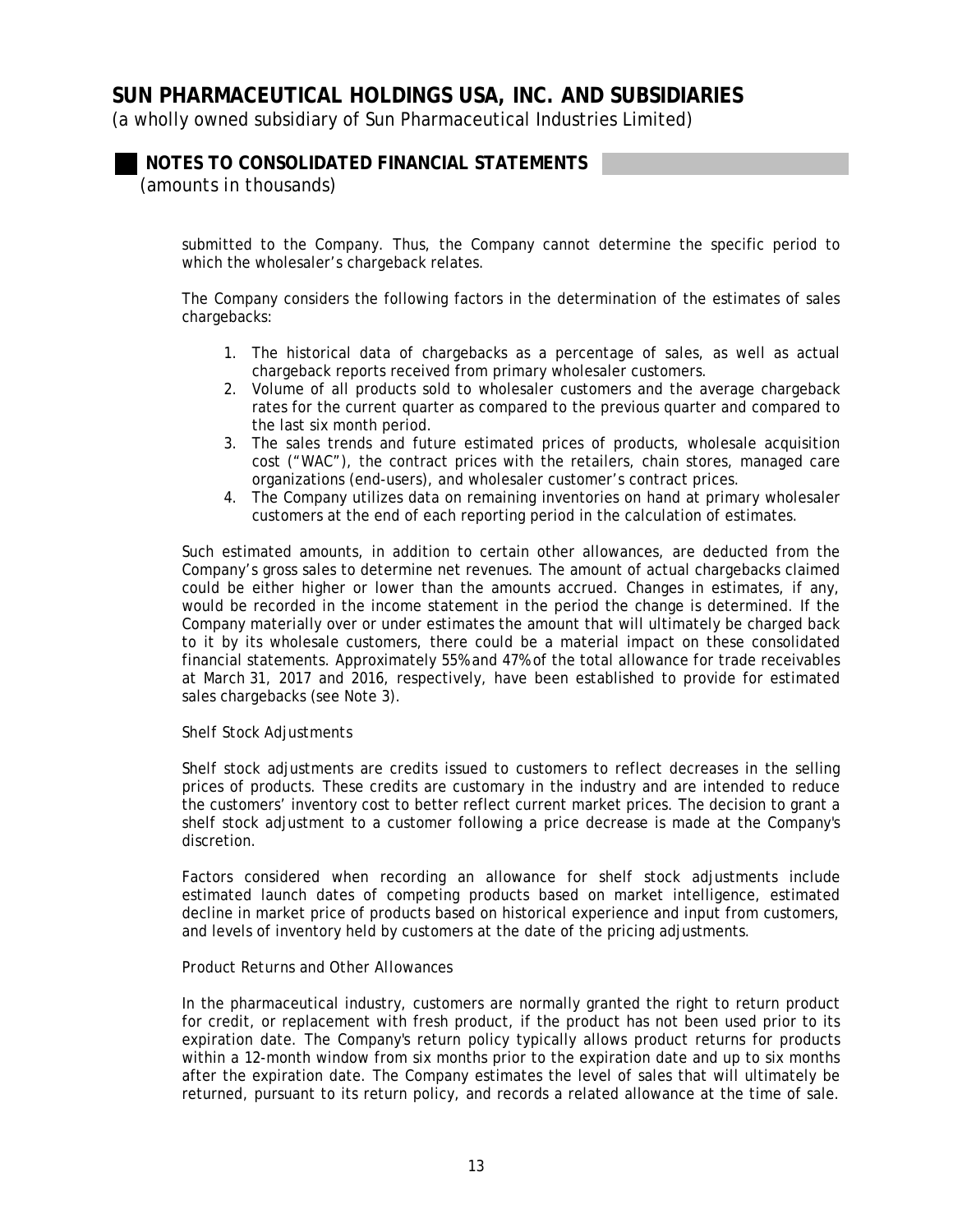submitted to the Company. Thus, the Company cannot determine the specific period to which the wholesaler's chargeback relates.

The Company considers the following factors in the determination of the estimates of sales chargebacks:

1. The historical data of chargebacks as a percentage of sales, as well as actual chargeback reports received from primary wholesaler customers.
2. Volume of all products sold to wholesaler customers and the average chargeback rates for the current quarter as compared to the previous quarter and compared to the last six month period.
3. The sales trends and future estimated prices of products, wholesale acquisition cost ("WAC"), the contract prices with the retailers, chain stores, managed care organizations (end-users), and wholesaler customer's contract prices.
4. The Company utilizes data on remaining inventories on hand at primary wholesaler customers at the end of each reporting period in the calculation of estimates.

Such estimated amounts, in addition to certain other allowances, are deducted from the Company's gross sales to determine net revenues. The amount of actual chargebacks claimed could be either higher or lower than the amounts accrued. Changes in estimates, if any, would be recorded in the income statement in the period the change is determined. If the Company materially over or under estimates the amount that will ultimately be charged back to it by its wholesale customers, there could be a material impact on these consolidated financial statements. Approximately 55% and 47% of the total allowance for trade receivables at March 31, 2017 and 2016, respectively, have been established to provide for estimated sales chargebacks (see Note 3).

*Shelf Stock Adjustments*

Shelf stock adjustments are credits issued to customers to reflect decreases in the selling prices of products. These credits are customary in the industry and are intended to reduce the customers' inventory cost to better reflect current market prices. The decision to grant a shelf stock adjustment to a customer following a price decrease is made at the Company's discretion.

Factors considered when recording an allowance for shelf stock adjustments include estimated launch dates of competing products based on market intelligence, estimated decline in market price of products based on historical experience and input from customers, and levels of inventory held by customers at the date of the pricing adjustments.

*Product Returns and Other Allowances*

In the pharmaceutical industry, customers are normally granted the right to return product for credit, or replacement with fresh product, if the product has not been used prior to its expiration date. The Company's return policy typically allows product returns for products within a 12-month window from six months prior to the expiration date and up to six months after the expiration date. The Company estimates the level of sales that will ultimately be returned, pursuant to its return policy, and records a related allowance at the time of sale.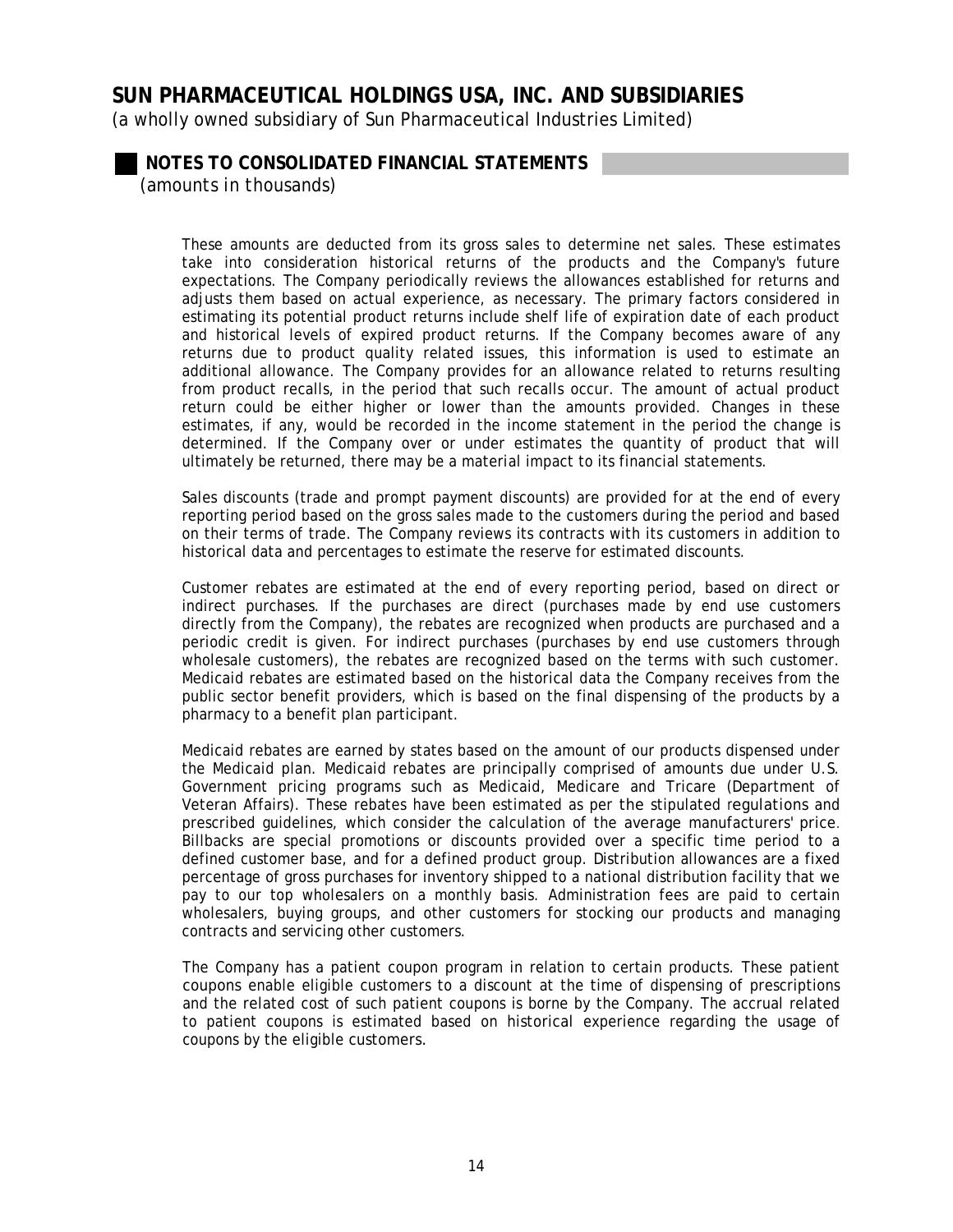These amounts are deducted from its gross sales to determine net sales. These estimates take into consideration historical returns of the products and the Company's future expectations. The Company periodically reviews the allowances established for returns and adjusts them based on actual experience, as necessary. The primary factors considered in estimating its potential product returns include shelf life of expiration date of each product and historical levels of expired product returns. If the Company becomes aware of any returns due to product quality related issues, this information is used to estimate an additional allowance. The Company provides for an allowance related to returns resulting from product recalls, in the period that such recalls occur. The amount of actual product return could be either higher or lower than the amounts provided. Changes in these estimates, if any, would be recorded in the income statement in the period the change is determined. If the Company over or under estimates the quantity of product that will ultimately be returned, there may be a material impact to its financial statements.

Sales discounts (trade and prompt payment discounts) are provided for at the end of every reporting period based on the gross sales made to the customers during the period and based on their terms of trade. The Company reviews its contracts with its customers in addition to historical data and percentages to estimate the reserve for estimated discounts.

Customer rebates are estimated at the end of every reporting period, based on direct or indirect purchases. If the purchases are direct (purchases made by end use customers directly from the Company), the rebates are recognized when products are purchased and a periodic credit is given. For indirect purchases (purchases by end use customers through wholesale customers), the rebates are recognized based on the terms with such customer. Medicaid rebates are estimated based on the historical data the Company receives from the public sector benefit providers, which is based on the final dispensing of the products by a pharmacy to a benefit plan participant.

Medicaid rebates are earned by states based on the amount of our products dispensed under the Medicaid plan. Medicaid rebates are principally comprised of amounts due under U.S. Government pricing programs such as Medicaid, Medicare and Tricare (Department of Veteran Affairs). These rebates have been estimated as per the stipulated regulations and prescribed guidelines, which consider the calculation of the average manufacturers' price. Billbacks are special promotions or discounts provided over a specific time period to a defined customer base, and for a defined product group. Distribution allowances are a fixed percentage of gross purchases for inventory shipped to a national distribution facility that we pay to our top wholesalers on a monthly basis. Administration fees are paid to certain wholesalers, buying groups, and other customers for stocking our products and managing contracts and servicing other customers.

The Company has a patient coupon program in relation to certain products. These patient coupons enable eligible customers to a discount at the time of dispensing of prescriptions and the related cost of such patient coupons is borne by the Company. The accrual related to patient coupons is estimated based on historical experience regarding the usage of coupons by the eligible customers.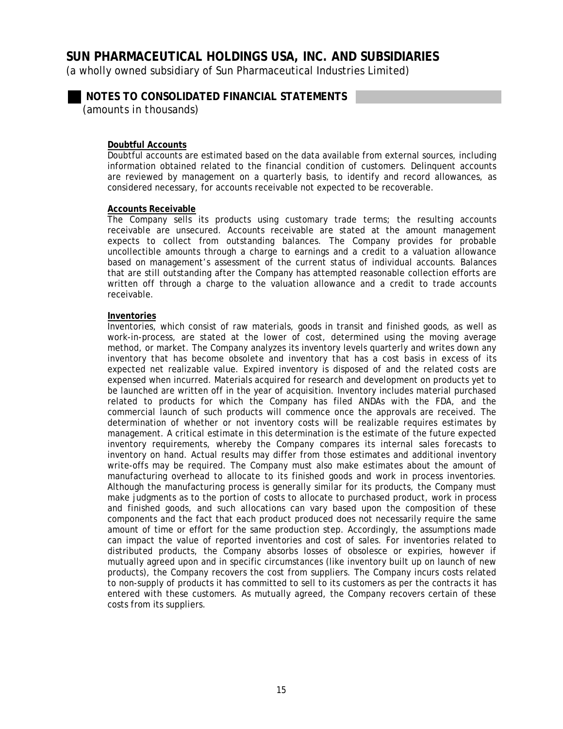# SUN PHARMACEUTICAL HOLDINGS USA, INC. AND SUBSIDIARIES

*(a wholly owned subsidiary of Sun Pharmaceutical Industries Limited)*

## NOTES TO CONSOLIDATED FINANCIAL STATEMENTS

*(amounts in thousands)*

**Doubtful Accounts**

Doubtful accounts are estimated based on the data available from external sources, including information obtained related to the financial condition of customers. Delinquent accounts are reviewed by management on a quarterly basis, to identify and record allowances, as considered necessary, for accounts receivable not expected to be recoverable.

**Accounts Receivable**

The Company sells its products using customary trade terms; the resulting accounts receivable are unsecured. Accounts receivable are stated at the amount management expects to collect from outstanding balances. The Company provides for probable uncollectible amounts through a charge to earnings and a credit to a valuation allowance based on management's assessment of the current status of individual accounts. Balances that are still outstanding after the Company has attempted reasonable collection efforts are written off through a charge to the valuation allowance and a credit to trade accounts receivable.

**Inventories**

Inventories, which consist of raw materials, goods in transit and finished goods, as well as work-in-process, are stated at the lower of cost, determined using the moving average method, or market. The Company analyzes its inventory levels quarterly and writes down any inventory that has become obsolete and inventory that has a cost basis in excess of its expected net realizable value. Expired inventory is disposed of and the related costs are expensed when incurred. Materials acquired for research and development on products yet to be launched are written off in the year of acquisition. Inventory includes material purchased related to products for which the Company has filed ANDAs with the FDA, and the commercial launch of such products will commence once the approvals are received. The determination of whether or not inventory costs will be realizable requires estimates by management. A critical estimate in this determination is the estimate of the future expected inventory requirements, whereby the Company compares its internal sales forecasts to inventory on hand. Actual results may differ from those estimates and additional inventory write-offs may be required. The Company must also make estimates about the amount of manufacturing overhead to allocate to its finished goods and work in process inventories. Although the manufacturing process is generally similar for its products, the Company must make judgments as to the portion of costs to allocate to purchased product, work in process and finished goods, and such allocations can vary based upon the composition of these components and the fact that each product produced does not necessarily require the same amount of time or effort for the same production step. Accordingly, the assumptions made can impact the value of reported inventories and cost of sales. For inventories related to distributed products, the Company absorbs losses of obsolesce or expiries, however if mutually agreed upon and in specific circumstances (like inventory built up on launch of new products), the Company recovers the cost from suppliers. The Company incurs costs related to non-supply of products it has committed to sell to its customers as per the contracts it has entered with these customers. As mutually agreed, the Company recovers certain of these costs from its suppliers.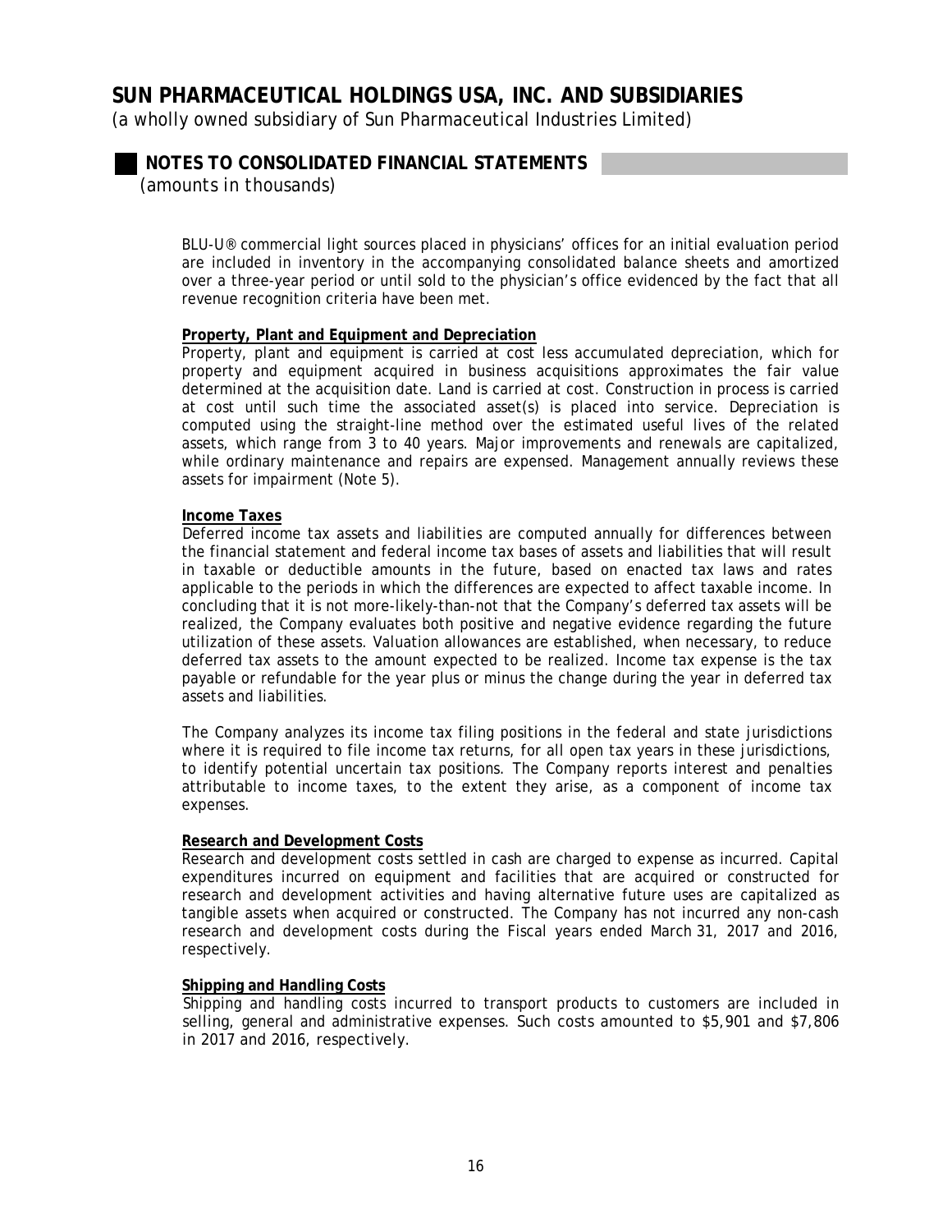BLU-U® commercial light sources placed in physicians' offices for an initial evaluation period are included in inventory in the accompanying consolidated balance sheets and amortized over a three-year period or until sold to the physician's office evidenced by the fact that all revenue recognition criteria have been met.

**Property, Plant and Equipment and Depreciation**

Property, plant and equipment is carried at cost less accumulated depreciation, which for property and equipment acquired in business acquisitions approximates the fair value determined at the acquisition date. Land is carried at cost. Construction in process is carried at cost until such time the associated asset(s) is placed into service. Depreciation is computed using the straight-line method over the estimated useful lives of the related assets, which range from 3 to 40 years. Major improvements and renewals are capitalized, while ordinary maintenance and repairs are expensed. Management annually reviews these assets for impairment (Note 5).

**Income Taxes**

Deferred income tax assets and liabilities are computed annually for differences between the financial statement and federal income tax bases of assets and liabilities that will result in taxable or deductible amounts in the future, based on enacted tax laws and rates applicable to the periods in which the differences are expected to affect taxable income. In concluding that it is not more-likely-than-not that the Company's deferred tax assets will be realized, the Company evaluates both positive and negative evidence regarding the future utilization of these assets. Valuation allowances are established, when necessary, to reduce deferred tax assets to the amount expected to be realized. Income tax expense is the tax payable or refundable for the year plus or minus the change during the year in deferred tax assets and liabilities.

The Company analyzes its income tax filing positions in the federal and state jurisdictions where it is required to file income tax returns, for all open tax years in these jurisdictions, to identify potential uncertain tax positions. The Company reports interest and penalties attributable to income taxes, to the extent they arise, as a component of income tax expenses.

**Research and Development Costs**

Research and development costs settled in cash are charged to expense as incurred. Capital expenditures incurred on equipment and facilities that are acquired or constructed for research and development activities and having alternative future uses are capitalized as tangible assets when acquired or constructed. The Company has not incurred any non-cash research and development costs during the Fiscal years ended March 31, 2017 and 2016, respectively.

**Shipping and Handling Costs**

Shipping and handling costs incurred to transport products to customers are included in selling, general and administrative expenses. Such costs amounted to $5,901 and $7,806 in 2017 and 2016, respectively.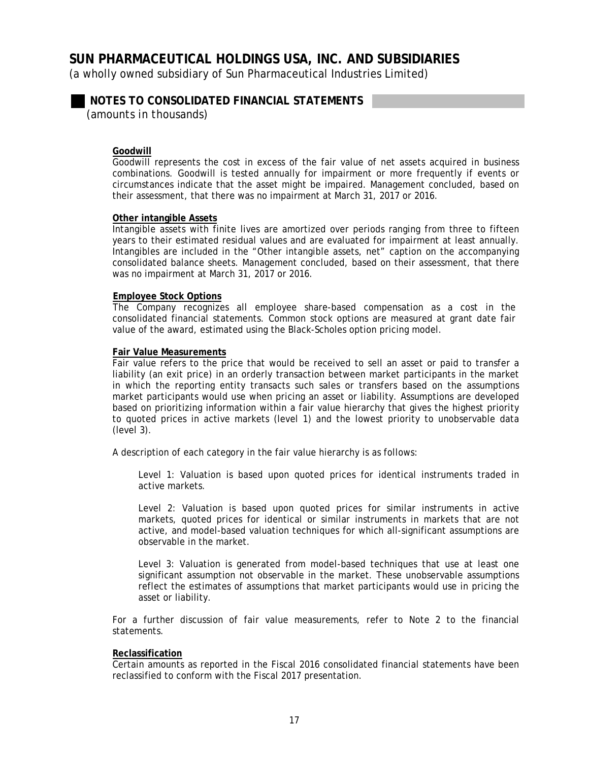**Goodwill**

Goodwill represents the cost in excess of the fair value of net assets acquired in business combinations. Goodwill is tested annually for impairment or more frequently if events or circumstances indicate that the asset might be impaired. Management concluded, based on their assessment, that there was no impairment at March 31, 2017 or 2016.

**Other intangible Assets**

Intangible assets with finite lives are amortized over periods ranging from three to fifteen years to their estimated residual values and are evaluated for impairment at least annually. Intangibles are included in the "Other intangible assets, net" caption on the accompanying consolidated balance sheets. Management concluded, based on their assessment, that there was no impairment at March 31, 2017 or 2016.

**Employee Stock Options**

The Company recognizes all employee share-based compensation as a cost in the consolidated financial statements. Common stock options are measured at grant date fair value of the award, estimated using the Black-Scholes option pricing model.

**Fair Value Measurements**

Fair value refers to the price that would be received to sell an asset or paid to transfer a liability (an exit price) in an orderly transaction between market participants in the market in which the reporting entity transacts such sales or transfers based on the assumptions market participants would use when pricing an asset or liability. Assumptions are developed based on prioritizing information within a fair value hierarchy that gives the highest priority to quoted prices in active markets (level 1) and the lowest priority to unobservable data (level 3).

A description of each category in the fair value hierarchy is as follows:

Level 1: Valuation is based upon quoted prices for identical instruments traded in active markets.

Level 2: Valuation is based upon quoted prices for similar instruments in active markets, quoted prices for identical or similar instruments in markets that are not active, and model-based valuation techniques for which all-significant assumptions are observable in the market.

Level 3: Valuation is generated from model-based techniques that use at least one significant assumption not observable in the market. These unobservable assumptions reflect the estimates of assumptions that market participants would use in pricing the asset or liability.

For a further discussion of fair value measurements, refer to Note 2 to the financial statements.

**Reclassification**

Certain amounts as reported in the Fiscal 2016 consolidated financial statements have been reclassified to conform with the Fiscal 2017 presentation.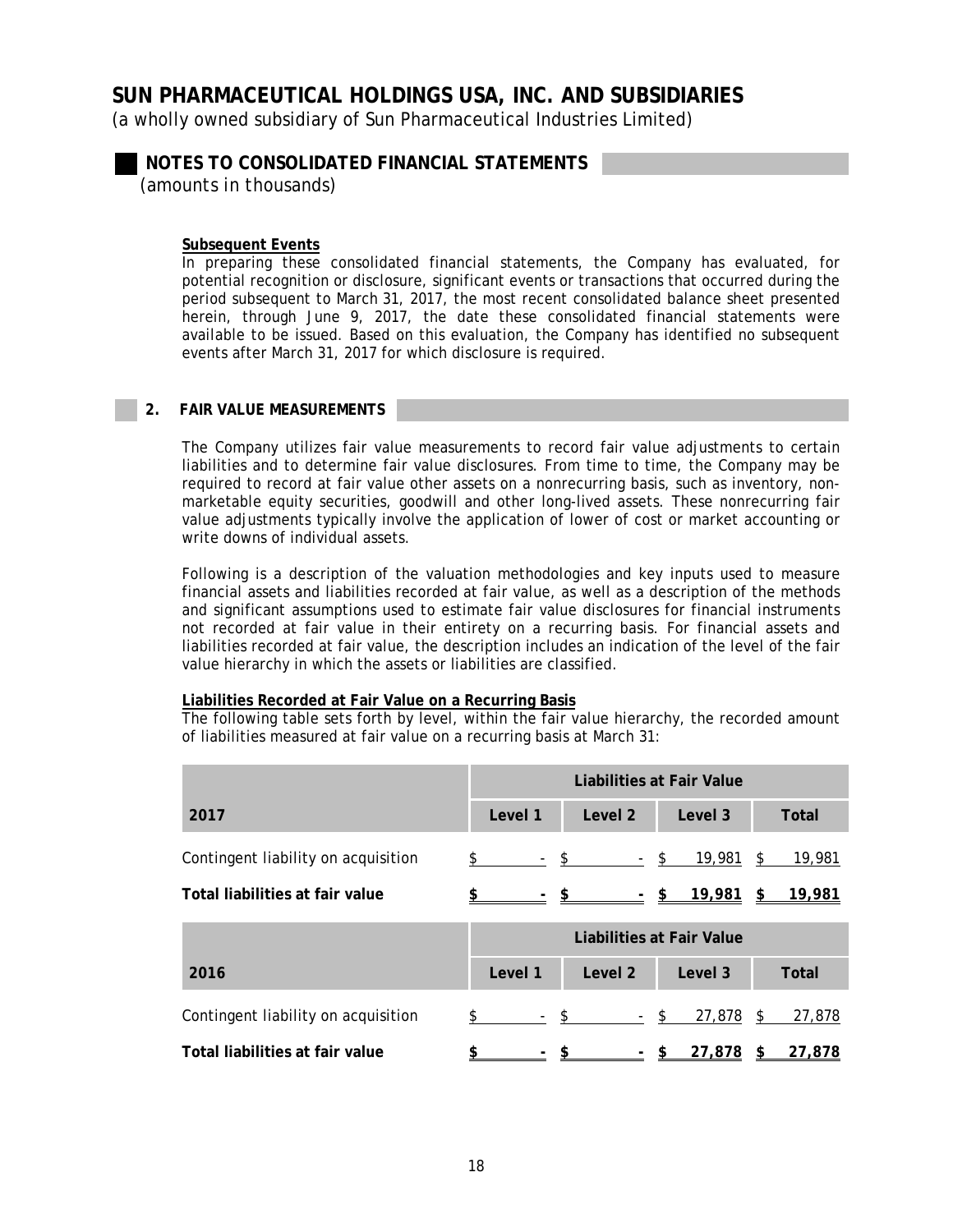# SUN PHARMACEUTICAL HOLDINGS USA, INC. AND SUBSIDIARIES

*(a wholly owned subsidiary of Sun Pharmaceutical Industries Limited)*

## NOTES TO CONSOLIDATED FINANCIAL STATEMENTS

*(amounts in thousands)*

**Subsequent Events**

In preparing these consolidated financial statements, the Company has evaluated, for potential recognition or disclosure, significant events or transactions that occurred during the period subsequent to March 31, 2017, the most recent consolidated balance sheet presented herein, through June 9, 2017, the date these consolidated financial statements were available to be issued. Based on this evaluation, the Company has identified no subsequent events after March 31, 2017 for which disclosure is required.

## 2. FAIR VALUE MEASUREMENTS

The Company utilizes fair value measurements to record fair value adjustments to certain liabilities and to determine fair value disclosures. From time to time, the Company may be required to record at fair value other assets on a nonrecurring basis, such as inventory, non-marketable equity securities, goodwill and other long-lived assets. These nonrecurring fair value adjustments typically involve the application of lower of cost or market accounting or write downs of individual assets.

Following is a description of the valuation methodologies and key inputs used to measure financial assets and liabilities recorded at fair value, as well as a description of the methods and significant assumptions used to estimate fair value disclosures for financial instruments not recorded at fair value in their entirety on a recurring basis. For financial assets and liabilities recorded at fair value, the description includes an indication of the level of the fair value hierarchy in which the assets or liabilities are classified.

**Liabilities Recorded at Fair Value on a Recurring Basis**

The following table sets forth by level, within the fair value hierarchy, the recorded amount of liabilities measured at fair value on a recurring basis at March 31:

| | Liabilities at Fair Value | | | |
|---|---|---|---|---|
| **2017** | **Level 1** | **Level 2** | **Level 3** | **Total** |
| Contingent liability on acquisition | $ - | $ - | $ 19,981 | $ 19,981 |
| **Total liabilities at fair value** | **$ -** | **$ -** | **$ 19,981** | **$ 19,981** |

| | Liabilities at Fair Value | | | |
|---|---|---|---|---|
| **2016** | **Level 1** | **Level 2** | **Level 3** | **Total** |
| Contingent liability on acquisition | $ - | $ - | $ 27,878 | $ 27,878 |
| **Total liabilities at fair value** | **$ -** | **$ -** | **$ 27,878** | **$ 27,878** |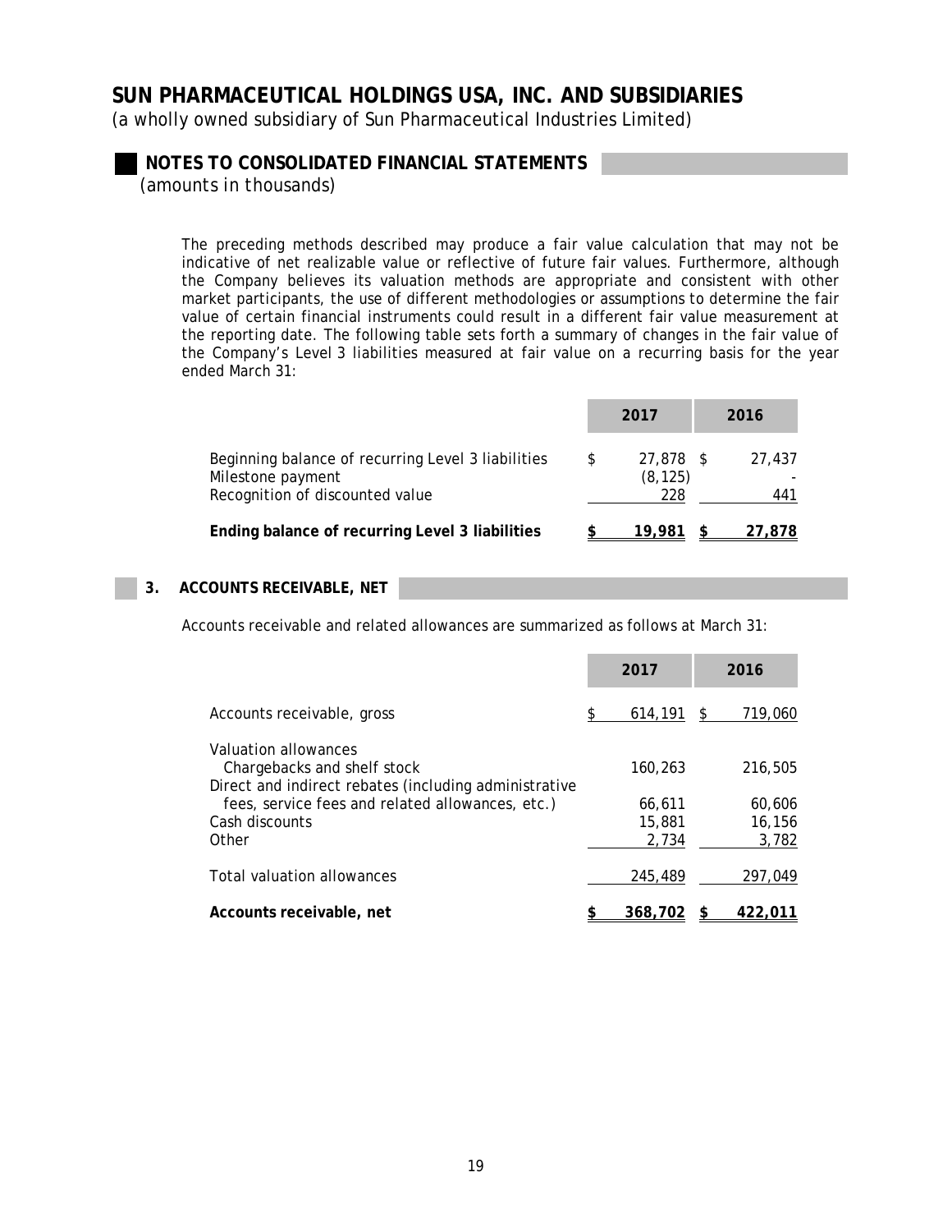# SUN PHARMACEUTICAL HOLDINGS USA, INC. AND SUBSIDIARIES

*(a wholly owned subsidiary of Sun Pharmaceutical Industries Limited)*

## NOTES TO CONSOLIDATED FINANCIAL STATEMENTS

*(amounts in thousands)*

The preceding methods described may produce a fair value calculation that may not be indicative of net realizable value or reflective of future fair values. Furthermore, although the Company believes its valuation methods are appropriate and consistent with other market participants, the use of different methodologies or assumptions to determine the fair value of certain financial instruments could result in a different fair value measurement at the reporting date. The following table sets forth a summary of changes in the fair value of the Company's Level 3 liabilities measured at fair value on a recurring basis for the year ended March 31:

| | 2017 | 2016 |
|---|---|---|
| Beginning balance of recurring Level 3 liabilities | $ 27,878 | $ 27,437 |
| Milestone payment | (8,125) | - |
| Recognition of discounted value | 228 | 441 |
| **Ending balance of recurring Level 3 liabilities** | **$ 19,981** | **$ 27,878** |

## 3. ACCOUNTS RECEIVABLE, NET

Accounts receivable and related allowances are summarized as follows at March 31:

| | 2017 | 2016 |
|---|---|---|
| Accounts receivable, gross | $ 614,191 | $ 719,060 |
| Valuation allowances | | |
| Chargebacks and shelf stock | 160,263 | 216,505 |
| Direct and indirect rebates (including administrative fees, service fees and related allowances, etc.) | 66,611 | 60,606 |
| Cash discounts | 15,881 | 16,156 |
| Other | 2,734 | 3,782 |
| Total valuation allowances | 245,489 | 297,049 |
| **Accounts receivable, net** | **$ 368,702** | **$ 422,011** |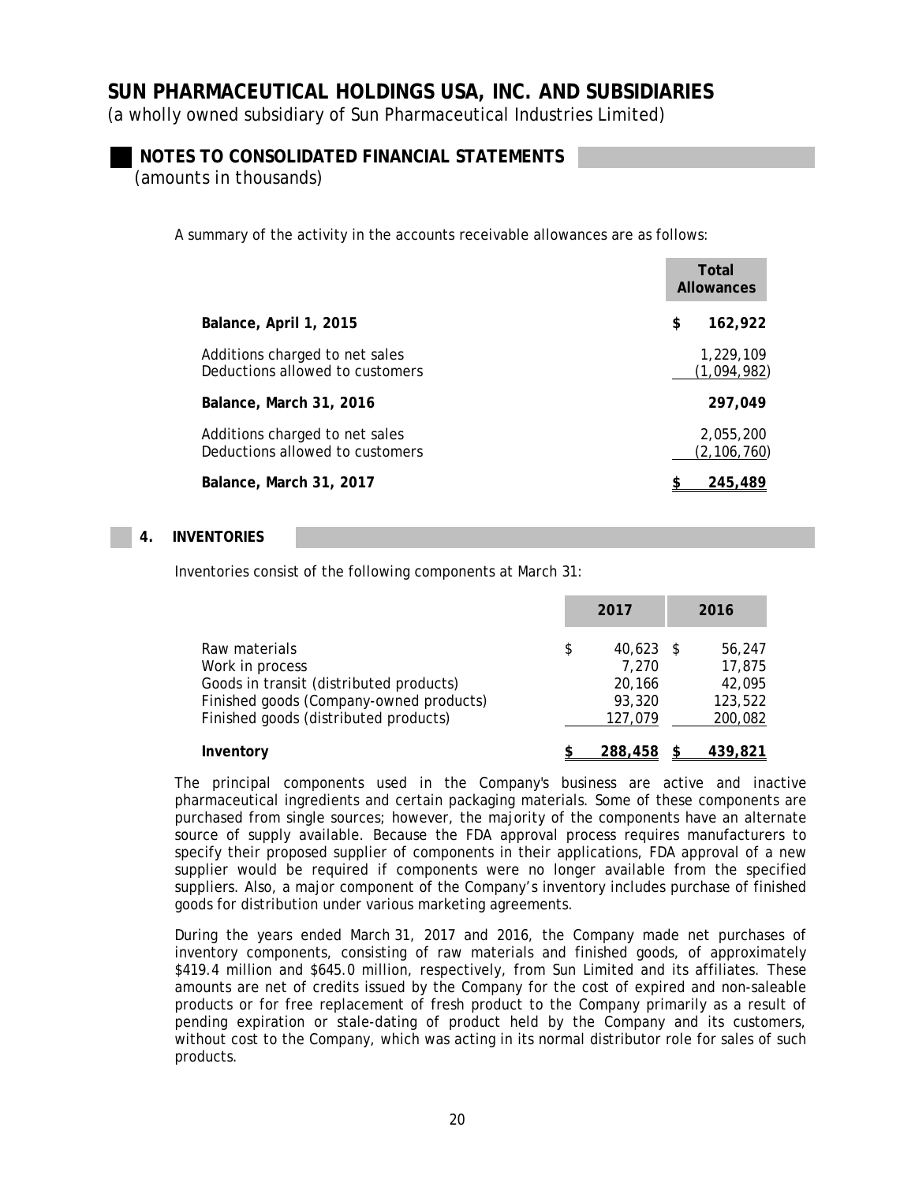# SUN PHARMACEUTICAL HOLDINGS USA, INC. AND SUBSIDIARIES

(a wholly owned subsidiary of Sun Pharmaceutical Industries Limited)

## NOTES TO CONSOLIDATED FINANCIAL STATEMENTS

*(amounts in thousands)*

A summary of the activity in the accounts receivable allowances are as follows:

| | Total Allowances |
|---|---|
| **Balance, April 1, 2015** | $ 162,922 |
| Additions charged to net sales | 1,229,109 |
| Deductions allowed to customers | (1,094,982) |
| **Balance, March 31, 2016** | **297,049** |
| Additions charged to net sales | 2,055,200 |
| Deductions allowed to customers | (2,106,760) |
| **Balance, March 31, 2017** | **$ 245,489** |

### 4. INVENTORIES

Inventories consist of the following components at March 31:

| | 2017 | 2016 |
|---|---|---|
| Raw materials | $ 40,623 | $ 56,247 |
| Work in process | 7,270 | 17,875 |
| Goods in transit (distributed products) | 20,166 | 42,095 |
| Finished goods (Company-owned products) | 93,320 | 123,522 |
| Finished goods (distributed products) | 127,079 | 200,082 |
| **Inventory** | **$ 288,458** | **$ 439,821** |

The principal components used in the Company's business are active and inactive pharmaceutical ingredients and certain packaging materials. Some of these components are purchased from single sources; however, the majority of the components have an alternate source of supply available. Because the FDA approval process requires manufacturers to specify their proposed supplier of components in their applications, FDA approval of a new supplier would be required if components were no longer available from the specified suppliers. Also, a major component of the Company's inventory includes purchase of finished goods for distribution under various marketing agreements.

During the years ended March 31, 2017 and 2016, the Company made net purchases of inventory components, consisting of raw materials and finished goods, of approximately $419.4 million and $645.0 million, respectively, from Sun Limited and its affiliates. These amounts are net of credits issued by the Company for the cost of expired and non-saleable products or for free replacement of fresh product to the Company primarily as a result of pending expiration or stale-dating of product held by the Company and its customers, without cost to the Company, which was acting in its normal distributor role for sales of such products.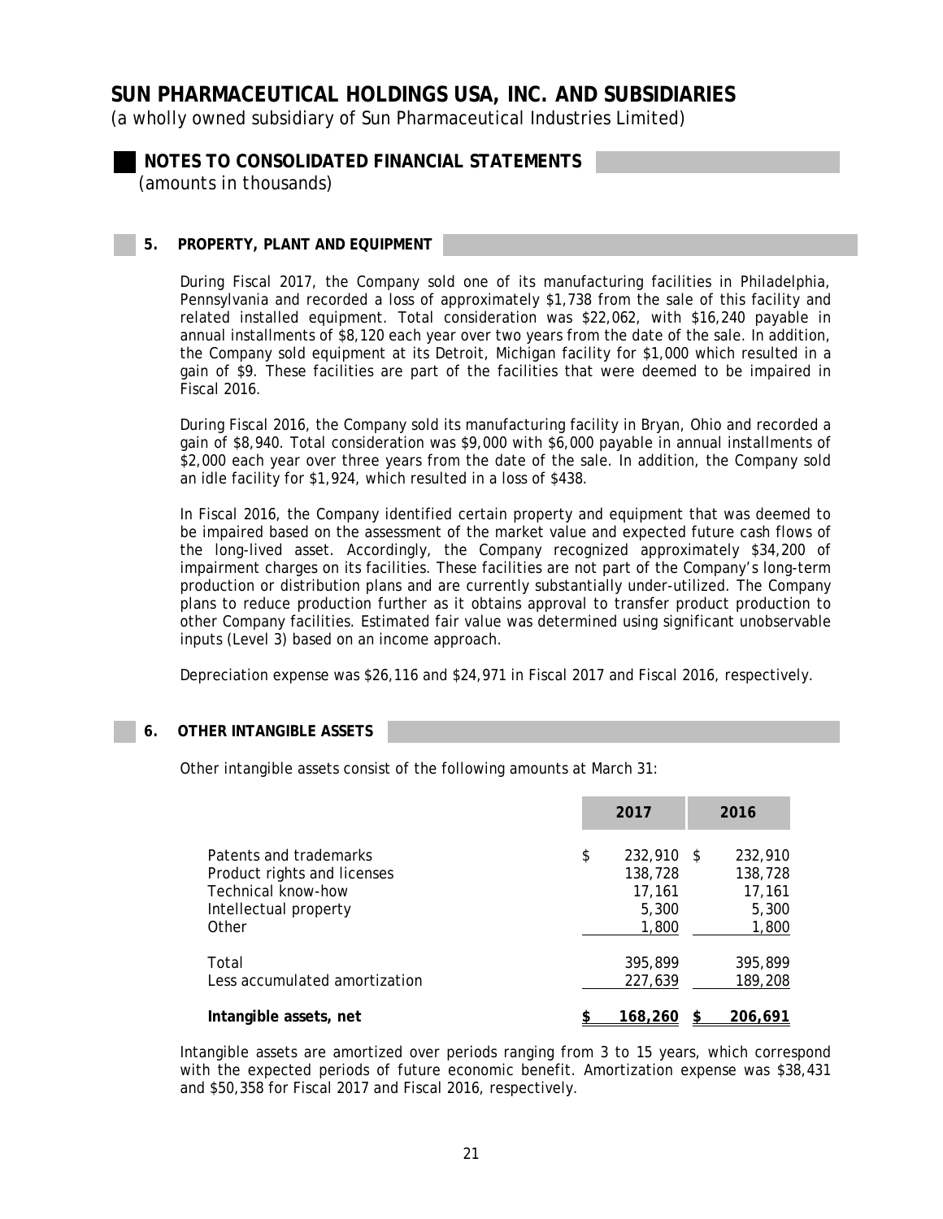# SUN PHARMACEUTICAL HOLDINGS USA, INC. AND SUBSIDIARIES

*(a wholly owned subsidiary of Sun Pharmaceutical Industries Limited)*

## NOTES TO CONSOLIDATED FINANCIAL STATEMENTS

*(amounts in thousands)*

### 5. PROPERTY, PLANT AND EQUIPMENT

During Fiscal 2017, the Company sold one of its manufacturing facilities in Philadelphia, Pennsylvania and recorded a loss of approximately $1,738 from the sale of this facility and related installed equipment. Total consideration was $22,062, with $16,240 payable in annual installments of $8,120 each year over two years from the date of the sale. In addition, the Company sold equipment at its Detroit, Michigan facility for $1,000 which resulted in a gain of $9. These facilities are part of the facilities that were deemed to be impaired in Fiscal 2016.

During Fiscal 2016, the Company sold its manufacturing facility in Bryan, Ohio and recorded a gain of $8,940. Total consideration was $9,000 with $6,000 payable in annual installments of $2,000 each year over three years from the date of the sale. In addition, the Company sold an idle facility for $1,924, which resulted in a loss of $438.

In Fiscal 2016, the Company identified certain property and equipment that was deemed to be impaired based on the assessment of the market value and expected future cash flows of the long-lived asset. Accordingly, the Company recognized approximately $34,200 of impairment charges on its facilities. These facilities are not part of the Company's long-term production or distribution plans and are currently substantially under-utilized. The Company plans to reduce production further as it obtains approval to transfer product production to other Company facilities. Estimated fair value was determined using significant unobservable inputs (Level 3) based on an income approach.

Depreciation expense was $26,116 and $24,971 in Fiscal 2017 and Fiscal 2016, respectively.

### 6. OTHER INTANGIBLE ASSETS

Other intangible assets consist of the following amounts at March 31:

| | 2017 | 2016 |
|---|---|---|
| Patents and trademarks | $ 232,910 | $ 232,910 |
| Product rights and licenses | 138,728 | 138,728 |
| Technical know-how | 17,161 | 17,161 |
| Intellectual property | 5,300 | 5,300 |
| Other | 1,800 | 1,800 |
| Total | 395,899 | 395,899 |
| Less accumulated amortization | 227,639 | 189,208 |
| **Intangible assets, net** | **$ 168,260** | **$ 206,691** |

Intangible assets are amortized over periods ranging from 3 to 15 years, which correspond with the expected periods of future economic benefit. Amortization expense was $38,431 and $50,358 for Fiscal 2017 and Fiscal 2016, respectively.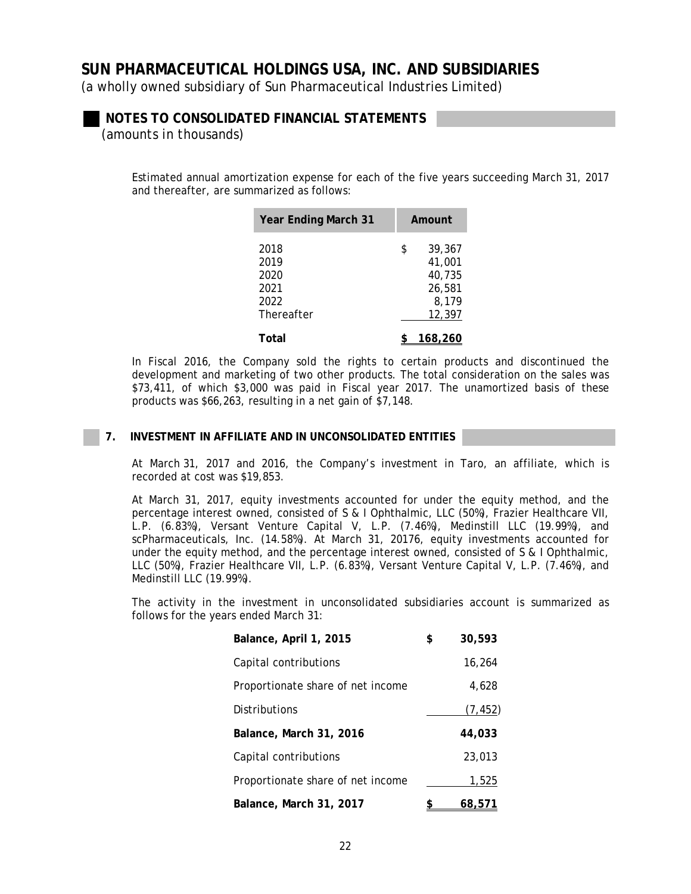# SUN PHARMACEUTICAL HOLDINGS USA, INC. AND SUBSIDIARIES

(a wholly owned subsidiary of Sun Pharmaceutical Industries Limited)

## NOTES TO CONSOLIDATED FINANCIAL STATEMENTS

*(amounts in thousands)*

Estimated annual amortization expense for each of the five years succeeding March 31, 2017 and thereafter, are summarized as follows:

| Year Ending March 31 | Amount |
|---|---|
| 2018 | $ 39,367 |
| 2019 | 41,001 |
| 2020 | 40,735 |
| 2021 | 26,581 |
| 2022 | 8,179 |
| Thereafter | 12,397 |
| **Total** | **$ 168,260** |

In Fiscal 2016, the Company sold the rights to certain products and discontinued the development and marketing of two other products. The total consideration on the sales was $73,411, of which $3,000 was paid in Fiscal year 2017. The unamortized basis of these products was $66,263, resulting in a net gain of $7,148.

### 7. INVESTMENT IN AFFILIATE AND IN UNCONSOLIDATED ENTITIES

At March 31, 2017 and 2016, the Company's investment in Taro, an affiliate, which is recorded at cost was $19,853.

At March 31, 2017, equity investments accounted for under the equity method, and the percentage interest owned, consisted of S & I Ophthalmic, LLC (50%), Frazier Healthcare VII, L.P. (6.83%), Versant Venture Capital V, L.P. (7.46%), Medinstill LLC (19.99%), and scPharmaceuticals, Inc. (14.58%). At March 31, 20176, equity investments accounted for under the equity method, and the percentage interest owned, consisted of S & I Ophthalmic, LLC (50%), Frazier Healthcare VII, L.P. (6.83%), Versant Venture Capital V, L.P. (7.46%), and Medinstill LLC (19.99%).

The activity in the investment in unconsolidated subsidiaries account is summarized as follows for the years ended March 31:

| | |
|---|---|
| **Balance, April 1, 2015** | **$ 30,593** |
| Capital contributions | 16,264 |
| Proportionate share of net income | 4,628 |
| Distributions | (7,452) |
| **Balance, March 31, 2016** | **44,033** |
| Capital contributions | 23,013 |
| Proportionate share of net income | 1,525 |
| **Balance, March 31, 2017** | **$ 68,571** |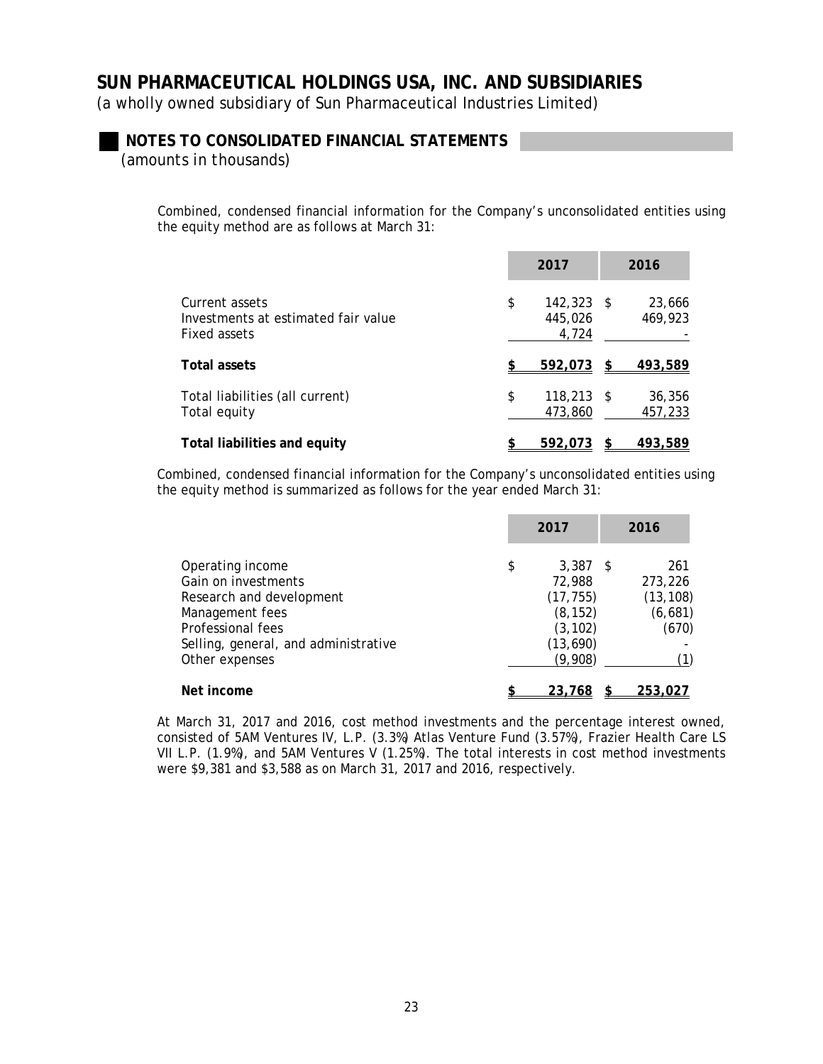# SUN PHARMACEUTICAL HOLDINGS USA, INC. AND SUBSIDIARIES

*(a wholly owned subsidiary of Sun Pharmaceutical Industries Limited)*

## NOTES TO CONSOLIDATED FINANCIAL STATEMENTS

*(amounts in thousands)*

Combined, condensed financial information for the Company's unconsolidated entities using the equity method are as follows at March 31:

| | 2017 | 2016 |
|---|---|---|
| Current assets | $ 142,323 | $ 23,666 |
| Investments at estimated fair value | 445,026 | 469,923 |
| Fixed assets | 4,724 | - |
| **Total assets** | **$ 592,073** | **$ 493,589** |
| Total liabilities (all current) | $ 118,213 | $ 36,356 |
| Total equity | 473,860 | 457,233 |
| **Total liabilities and equity** | **$ 592,073** | **$ 493,589** |

Combined, condensed financial information for the Company's unconsolidated entities using the equity method is summarized as follows for the year ended March 31:

| | 2017 | 2016 |
|---|---|---|
| Operating income | $ 3,387 | $ 261 |
| Gain on investments | 72,988 | 273,226 |
| Research and development | (17,755) | (13,108) |
| Management fees | (8,152) | (6,681) |
| Professional fees | (3,102) | (670) |
| Selling, general, and administrative | (13,690) | - |
| Other expenses | (9,908) | (1) |
| **Net income** | **$ 23,768** | **$ 253,027** |

At March 31, 2017 and 2016, cost method investments and the percentage interest owned, consisted of 5AM Ventures IV, L.P. (3.3%) Atlas Venture Fund (3.57%), Frazier Health Care LS VII L.P. (1.9%), and 5AM Ventures V (1.25%). The total interests in cost method investments were $9,381 and $3,588 as on March 31, 2017 and 2016, respectively.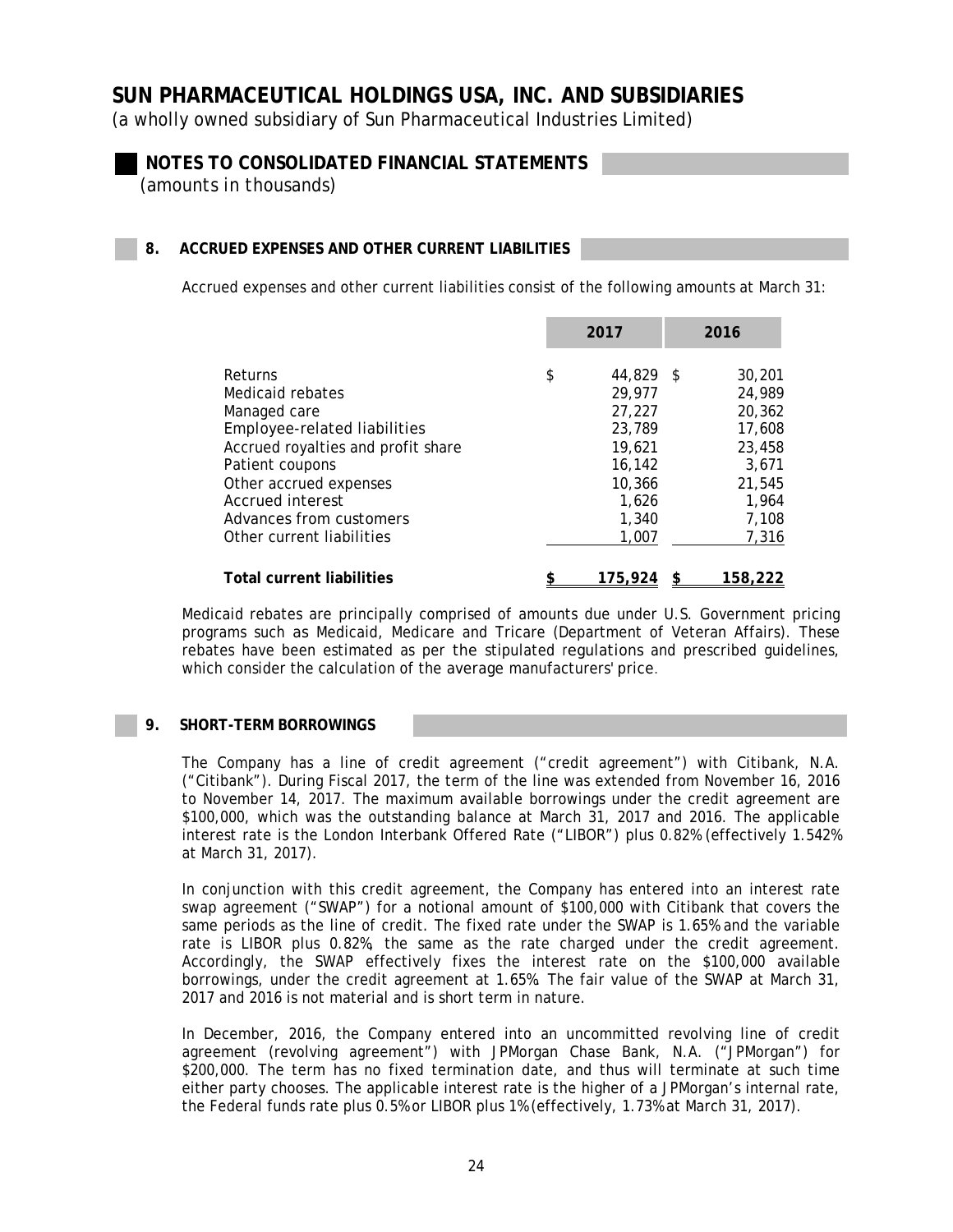# SUN PHARMACEUTICAL HOLDINGS USA, INC. AND SUBSIDIARIES

*(a wholly owned subsidiary of Sun Pharmaceutical Industries Limited)*

## NOTES TO CONSOLIDATED FINANCIAL STATEMENTS

*(amounts in thousands)*

### 8. ACCRUED EXPENSES AND OTHER CURRENT LIABILITIES

Accrued expenses and other current liabilities consist of the following amounts at March 31:

| | 2017 | 2016 |
|---|---|---|
| Returns | $ 44,829 | $ 30,201 |
| Medicaid rebates | 29,977 | 24,989 |
| Managed care | 27,227 | 20,362 |
| Employee-related liabilities | 23,789 | 17,608 |
| Accrued royalties and profit share | 19,621 | 23,458 |
| Patient coupons | 16,142 | 3,671 |
| Other accrued expenses | 10,366 | 21,545 |
| Accrued interest | 1,626 | 1,964 |
| Advances from customers | 1,340 | 7,108 |
| Other current liabilities | 1,007 | 7,316 |
| **Total current liabilities** | **$ 175,924** | **$ 158,222** |

Medicaid rebates are principally comprised of amounts due under U.S. Government pricing programs such as Medicaid, Medicare and Tricare (Department of Veteran Affairs). These rebates have been estimated as per the stipulated regulations and prescribed guidelines, which consider the calculation of the average manufacturers' price.

### 9. SHORT-TERM BORROWINGS

The Company has a line of credit agreement ("credit agreement") with Citibank, N.A. ("Citibank"). During Fiscal 2017, the term of the line was extended from November 16, 2016 to November 14, 2017. The maximum available borrowings under the credit agreement are $100,000, which was the outstanding balance at March 31, 2017 and 2016. The applicable interest rate is the London Interbank Offered Rate ("LIBOR") plus 0.82% (effectively 1.542% at March 31, 2017).

In conjunction with this credit agreement, the Company has entered into an interest rate swap agreement ("SWAP") for a notional amount of $100,000 with Citibank that covers the same periods as the line of credit. The fixed rate under the SWAP is 1.65% and the variable rate is LIBOR plus 0.82%, the same as the rate charged under the credit agreement. Accordingly, the SWAP effectively fixes the interest rate on the $100,000 available borrowings, under the credit agreement at 1.65%. The fair value of the SWAP at March 31, 2017 and 2016 is not material and is short term in nature.

In December, 2016, the Company entered into an uncommitted revolving line of credit agreement (revolving agreement") with JPMorgan Chase Bank, N.A. ("JPMorgan") for $200,000. The term has no fixed termination date, and thus will terminate at such time either party chooses. The applicable interest rate is the higher of a JPMorgan's internal rate, the Federal funds rate plus 0.5% or LIBOR plus 1% (effectively, 1.73% at March 31, 2017).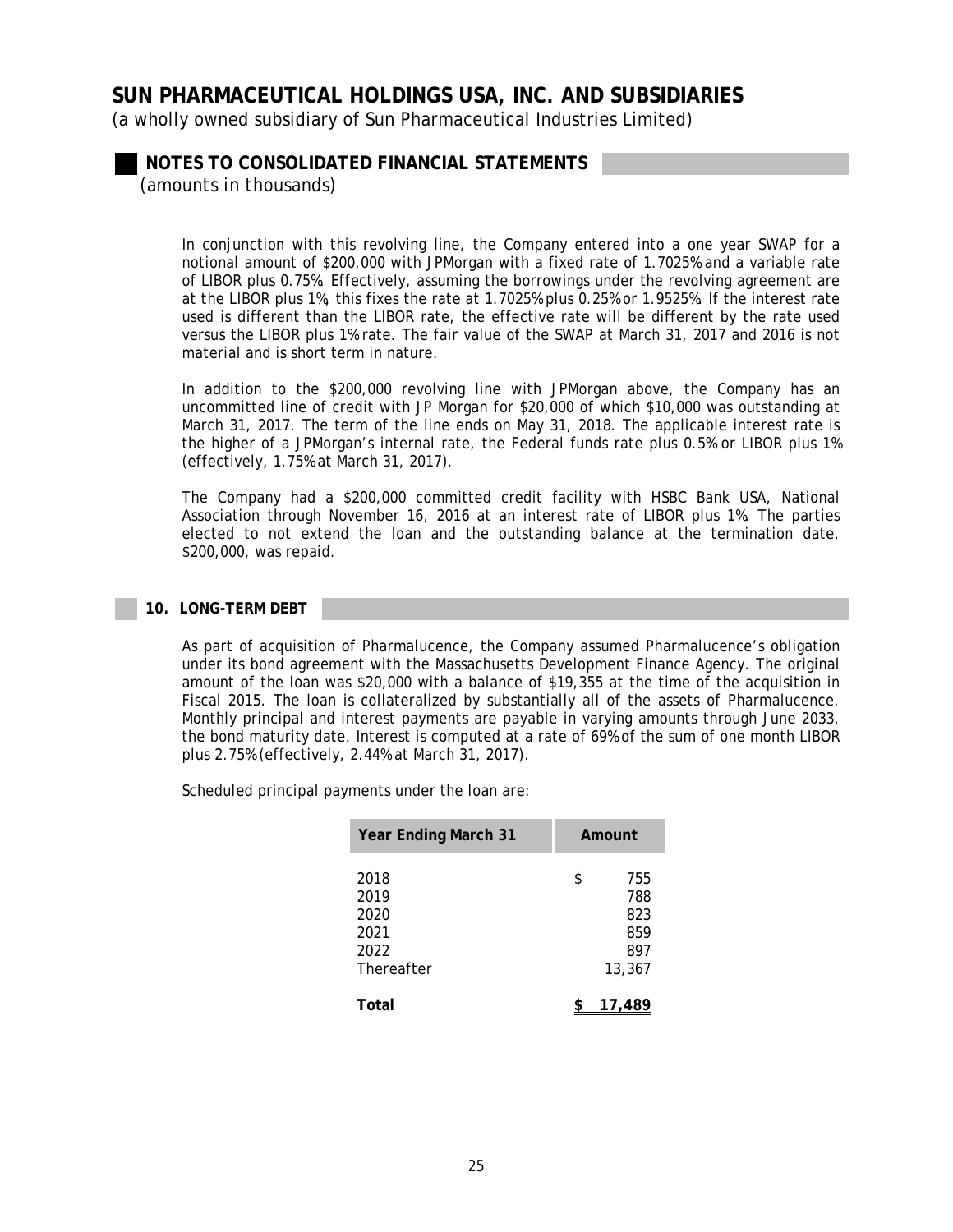In conjunction with this revolving line, the Company entered into a one year SWAP for a notional amount of $200,000 with JPMorgan with a fixed rate of 1.7025% and a variable rate of LIBOR plus 0.75%. Effectively, assuming the borrowings under the revolving agreement are at the LIBOR plus 1%, this fixes the rate at 1.7025% plus 0.25% or 1.9525%. If the interest rate used is different than the LIBOR rate, the effective rate will be different by the rate used versus the LIBOR plus 1% rate. The fair value of the SWAP at March 31, 2017 and 2016 is not material and is short term in nature.

In addition to the $200,000 revolving line with JPMorgan above, the Company has an uncommitted line of credit with JP Morgan for $20,000 of which $10,000 was outstanding at March 31, 2017. The term of the line ends on May 31, 2018. The applicable interest rate is the higher of a JPMorgan's internal rate, the Federal funds rate plus 0.5% or LIBOR plus 1% (effectively, 1.75% at March 31, 2017).

The Company had a $200,000 committed credit facility with HSBC Bank USA, National Association through November 16, 2016 at an interest rate of LIBOR plus 1%. The parties elected to not extend the loan and the outstanding balance at the termination date, $200,000, was repaid.

## 10. LONG-TERM DEBT

As part of acquisition of Pharmalucence, the Company assumed Pharmalucence's obligation under its bond agreement with the Massachusetts Development Finance Agency. The original amount of the loan was $20,000 with a balance of $19,355 at the time of the acquisition in Fiscal 2015. The loan is collateralized by substantially all of the assets of Pharmalucence. Monthly principal and interest payments are payable in varying amounts through June 2033, the bond maturity date. Interest is computed at a rate of 69% of the sum of one month LIBOR plus 2.75% (effectively, 2.44% at March 31, 2017).

Scheduled principal payments under the loan are:

| Year Ending March 31 | Amount |
|---|---|
| 2018 | $ 755 |
| 2019 | 788 |
| 2020 | 823 |
| 2021 | 859 |
| 2022 | 897 |
| Thereafter | 13,367 |
| **Total** | **$ 17,489** |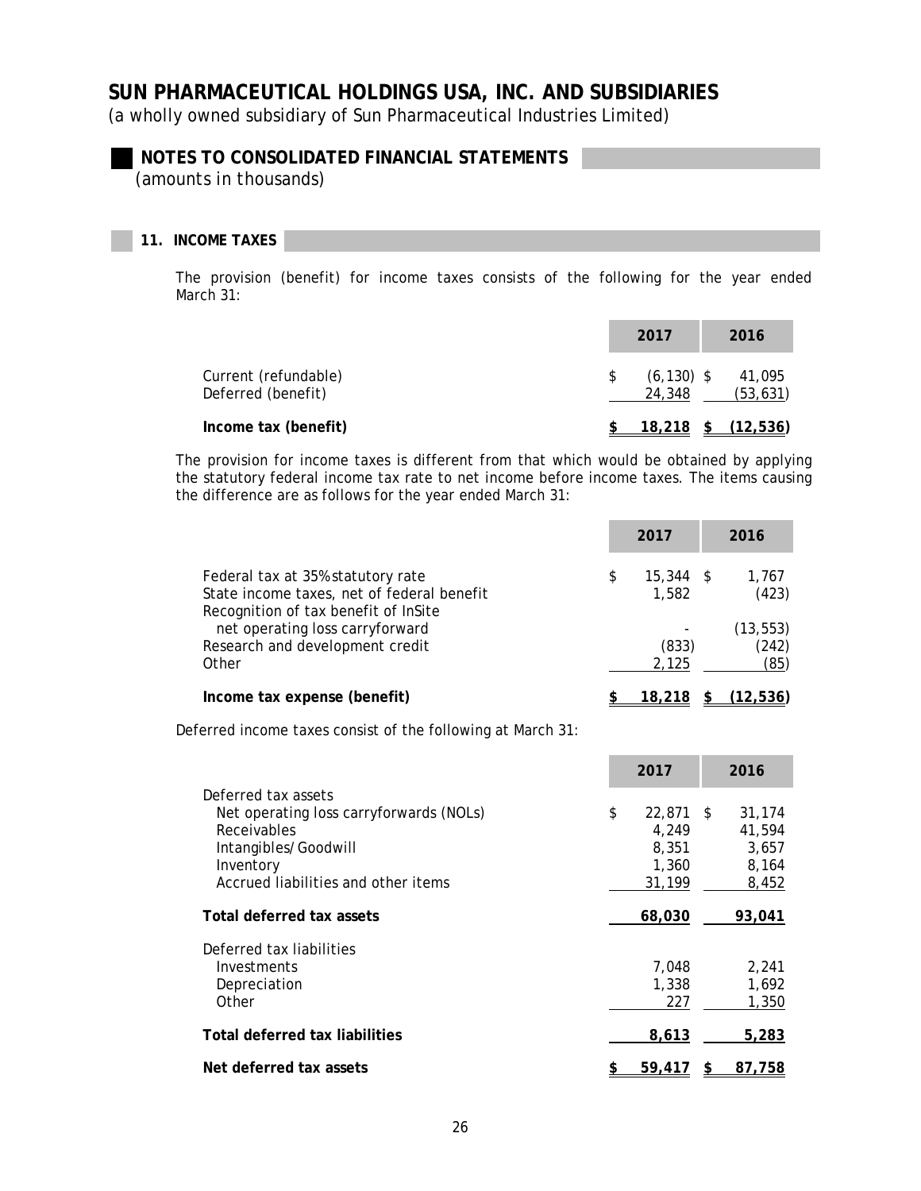# SUN PHARMACEUTICAL HOLDINGS USA, INC. AND SUBSIDIARIES

*(a wholly owned subsidiary of Sun Pharmaceutical Industries Limited)*

## NOTES TO CONSOLIDATED FINANCIAL STATEMENTS

*(amounts in thousands)*

### 11. INCOME TAXES

The provision (benefit) for income taxes consists of the following for the year ended March 31:

| | 2017 | 2016 |
|---|---|---|
| Current (refundable) | $ (6,130) | $ 41,095 |
| Deferred (benefit) | 24,348 | (53,631) |
| **Income tax (benefit)** | **$ 18,218** | **$ (12,536)** |

The provision for income taxes is different from that which would be obtained by applying the statutory federal income tax rate to net income before income taxes. The items causing the difference are as follows for the year ended March 31:

| | 2017 | 2016 |
|---|---|---|
| Federal tax at 35% statutory rate | $ 15,344 | $ 1,767 |
| State income taxes, net of federal benefit | 1,582 | (423) |
| Recognition of tax benefit of InSite net operating loss carryforward | - | (13,553) |
| Research and development credit | (833) | (242) |
| Other | 2,125 | (85) |
| **Income tax expense (benefit)** | **$ 18,218** | **$ (12,536)** |

Deferred income taxes consist of the following at March 31:

| | 2017 | 2016 |
|---|---|---|
| Deferred tax assets | | |
| Net operating loss carryforwards (NOLs) | $ 22,871 | $ 31,174 |
| Receivables | 4,249 | 41,594 |
| Intangibles/Goodwill | 8,351 | 3,657 |
| Inventory | 1,360 | 8,164 |
| Accrued liabilities and other items | 31,199 | 8,452 |
| **Total deferred tax assets** | **68,030** | **93,041** |
| Deferred tax liabilities | | |
| Investments | 7,048 | 2,241 |
| Depreciation | 1,338 | 1,692 |
| Other | 227 | 1,350 |
| **Total deferred tax liabilities** | **8,613** | **5,283** |
| **Net deferred tax assets** | **$ 59,417** | **$ 87,758** |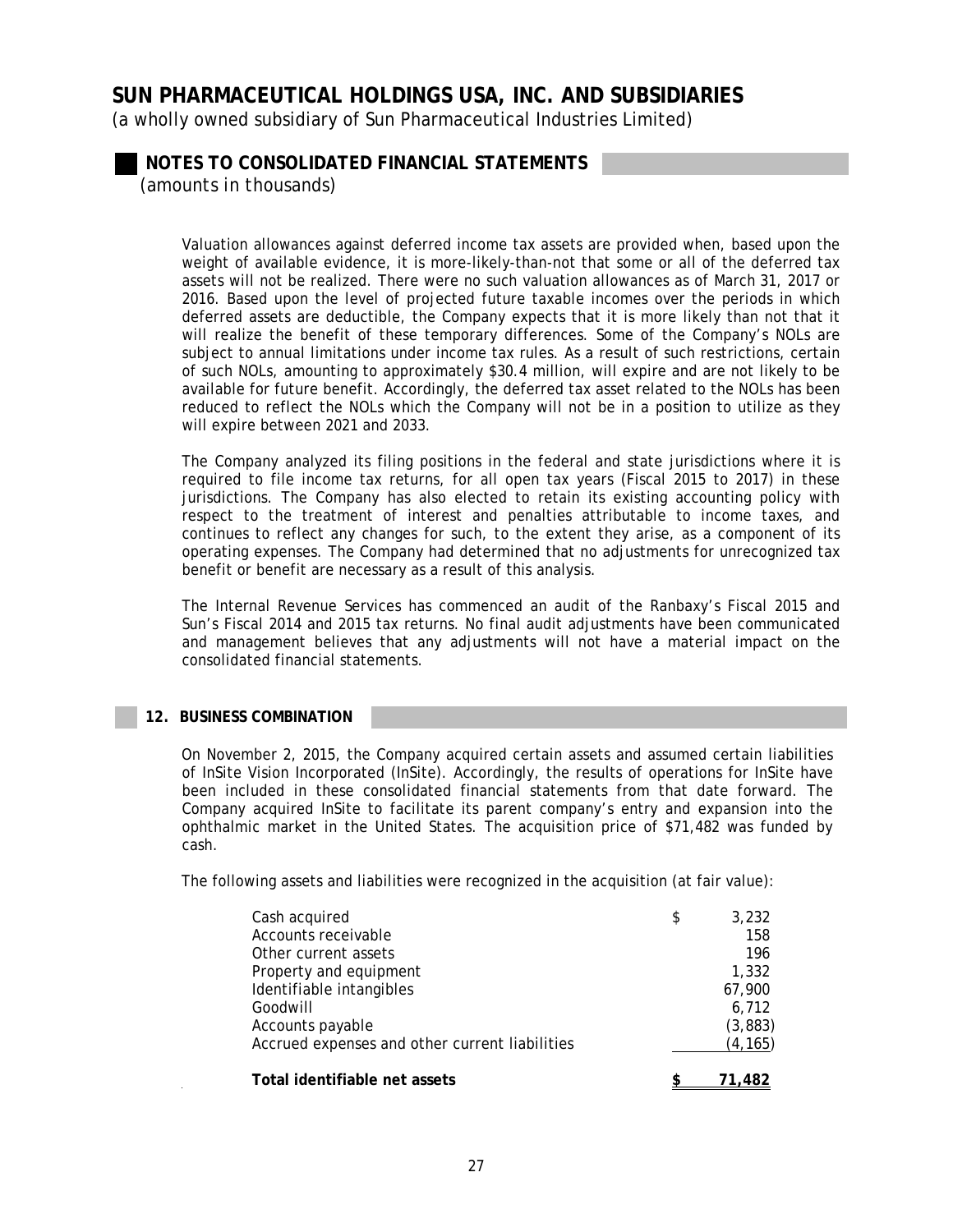# SUN PHARMACEUTICAL HOLDINGS USA, INC. AND SUBSIDIARIES

*(a wholly owned subsidiary of Sun Pharmaceutical Industries Limited)*

## NOTES TO CONSOLIDATED FINANCIAL STATEMENTS

*(amounts in thousands)*

Valuation allowances against deferred income tax assets are provided when, based upon the weight of available evidence, it is more-likely-than-not that some or all of the deferred tax assets will not be realized. There were no such valuation allowances as of March 31, 2017 or 2016. Based upon the level of projected future taxable incomes over the periods in which deferred assets are deductible, the Company expects that it is more likely than not that it will realize the benefit of these temporary differences. Some of the Company's NOLs are subject to annual limitations under income tax rules. As a result of such restrictions, certain of such NOLs, amounting to approximately $30.4 million, will expire and are not likely to be available for future benefit. Accordingly, the deferred tax asset related to the NOLs has been reduced to reflect the NOLs which the Company will not be in a position to utilize as they will expire between 2021 and 2033.

The Company analyzed its filing positions in the federal and state jurisdictions where it is required to file income tax returns, for all open tax years (Fiscal 2015 to 2017) in these jurisdictions. The Company has also elected to retain its existing accounting policy with respect to the treatment of interest and penalties attributable to income taxes, and continues to reflect any changes for such, to the extent they arise, as a component of its operating expenses. The Company had determined that no adjustments for unrecognized tax benefit or benefit are necessary as a result of this analysis.

The Internal Revenue Services has commenced an audit of the Ranbaxy's Fiscal 2015 and Sun's Fiscal 2014 and 2015 tax returns. No final audit adjustments have been communicated and management believes that any adjustments will not have a material impact on the consolidated financial statements.

### 12. BUSINESS COMBINATION

On November 2, 2015, the Company acquired certain assets and assumed certain liabilities of InSite Vision Incorporated (InSite). Accordingly, the results of operations for InSite have been included in these consolidated financial statements from that date forward. The Company acquired InSite to facilitate its parent company's entry and expansion into the ophthalmic market in the United States. The acquisition price of $71,482 was funded by cash.

The following assets and liabilities were recognized in the acquisition (at fair value):

| | | |
|---|---|---|
| Cash acquired | $ | 3,232 |
| Accounts receivable | | 158 |
| Other current assets | | 196 |
| Property and equipment | | 1,332 |
| Identifiable intangibles | | 67,900 |
| Goodwill | | 6,712 |
| Accounts payable | | (3,883) |
| Accrued expenses and other current liabilities | | (4,165) |
| **Total identifiable net assets** | **$** | **71,482** |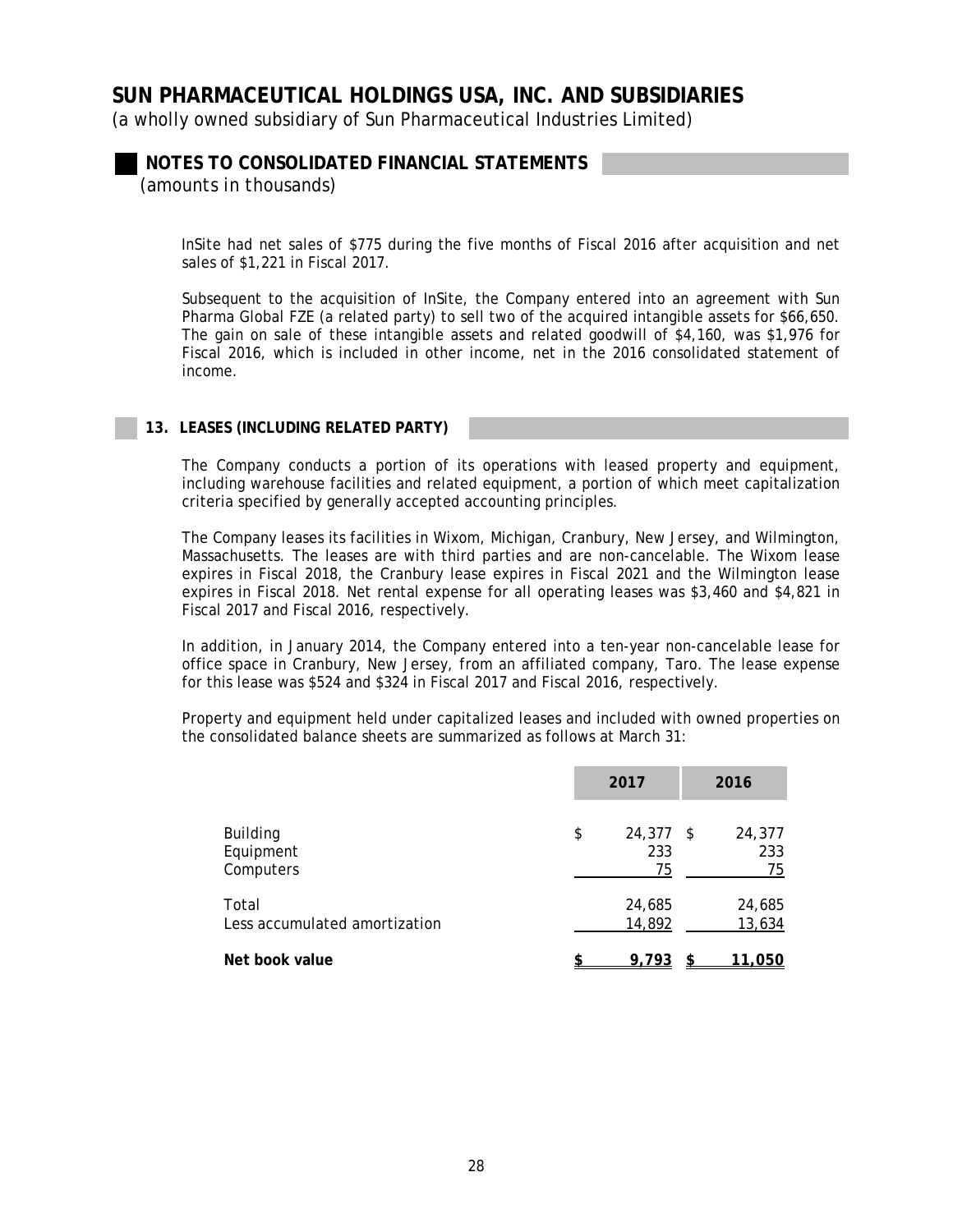# SUN PHARMACEUTICAL HOLDINGS USA, INC. AND SUBSIDIARIES

*(a wholly owned subsidiary of Sun Pharmaceutical Industries Limited)*

## NOTES TO CONSOLIDATED FINANCIAL STATEMENTS

*(amounts in thousands)*

InSite had net sales of $775 during the five months of Fiscal 2016 after acquisition and net sales of $1,221 in Fiscal 2017.

Subsequent to the acquisition of InSite, the Company entered into an agreement with Sun Pharma Global FZE (a related party) to sell two of the acquired intangible assets for $66,650. The gain on sale of these intangible assets and related goodwill of $4,160, was $1,976 for Fiscal 2016, which is included in other income, net in the 2016 consolidated statement of income.

### 13. LEASES (INCLUDING RELATED PARTY)

The Company conducts a portion of its operations with leased property and equipment, including warehouse facilities and related equipment, a portion of which meet capitalization criteria specified by generally accepted accounting principles.

The Company leases its facilities in Wixom, Michigan, Cranbury, New Jersey, and Wilmington, Massachusetts. The leases are with third parties and are non-cancelable. The Wixom lease expires in Fiscal 2018, the Cranbury lease expires in Fiscal 2021 and the Wilmington lease expires in Fiscal 2018. Net rental expense for all operating leases was $3,460 and $4,821 in Fiscal 2017 and Fiscal 2016, respectively.

In addition, in January 2014, the Company entered into a ten-year non-cancelable lease for office space in Cranbury, New Jersey, from an affiliated company, Taro. The lease expense for this lease was $524 and $324 in Fiscal 2017 and Fiscal 2016, respectively.

Property and equipment held under capitalized leases and included with owned properties on the consolidated balance sheets are summarized as follows at March 31:

| | 2017 | 2016 |
|---|---|---|
| Building | $ 24,377 | $ 24,377 |
| Equipment | 233 | 233 |
| Computers | 75 | 75 |
| Total | 24,685 | 24,685 |
| Less accumulated amortization | 14,892 | 13,634 |
| **Net book value** | **$ 9,793** | **$ 11,050** |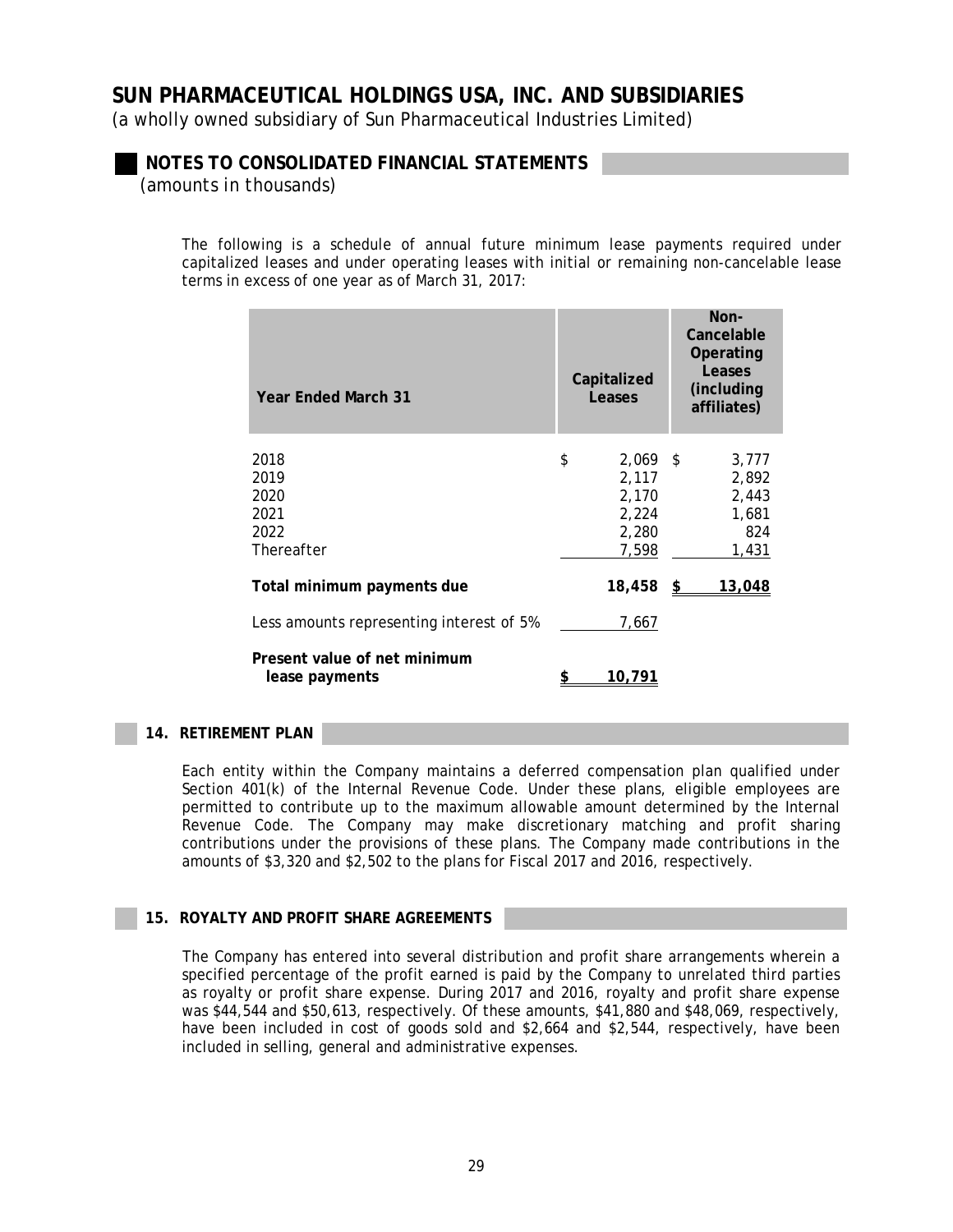The following is a schedule of annual future minimum lease payments required under capitalized leases and under operating leases with initial or remaining non-cancelable lease terms in excess of one year as of March 31, 2017:

| Year Ended March 31 | Capitalized Leases | Non-Cancelable Operating Leases (including affiliates) |
|---|---|---|
| 2018 | $ 2,069 | $ 3,777 |
| 2019 | 2,117 | 2,892 |
| 2020 | 2,170 | 2,443 |
| 2021 | 2,224 | 1,681 |
| 2022 | 2,280 | 824 |
| Thereafter | 7,598 | 1,431 |
| **Total minimum payments due** | **18,458** | **$ 13,048** |
| Less amounts representing interest of 5% | 7,667 | |
| **Present value of net minimum lease payments** | **$ 10,791** | |

## 14. RETIREMENT PLAN

Each entity within the Company maintains a deferred compensation plan qualified under Section 401(k) of the Internal Revenue Code. Under these plans, eligible employees are permitted to contribute up to the maximum allowable amount determined by the Internal Revenue Code. The Company may make discretionary matching and profit sharing contributions under the provisions of these plans. The Company made contributions in the amounts of $3,320 and $2,502 to the plans for Fiscal 2017 and 2016, respectively.

## 15. ROYALTY AND PROFIT SHARE AGREEMENTS

The Company has entered into several distribution and profit share arrangements wherein a specified percentage of the profit earned is paid by the Company to unrelated third parties as royalty or profit share expense. During 2017 and 2016, royalty and profit share expense was $44,544 and $50,613, respectively. Of these amounts, $41,880 and $48,069, respectively, have been included in cost of goods sold and $2,664 and $2,544, respectively, have been included in selling, general and administrative expenses.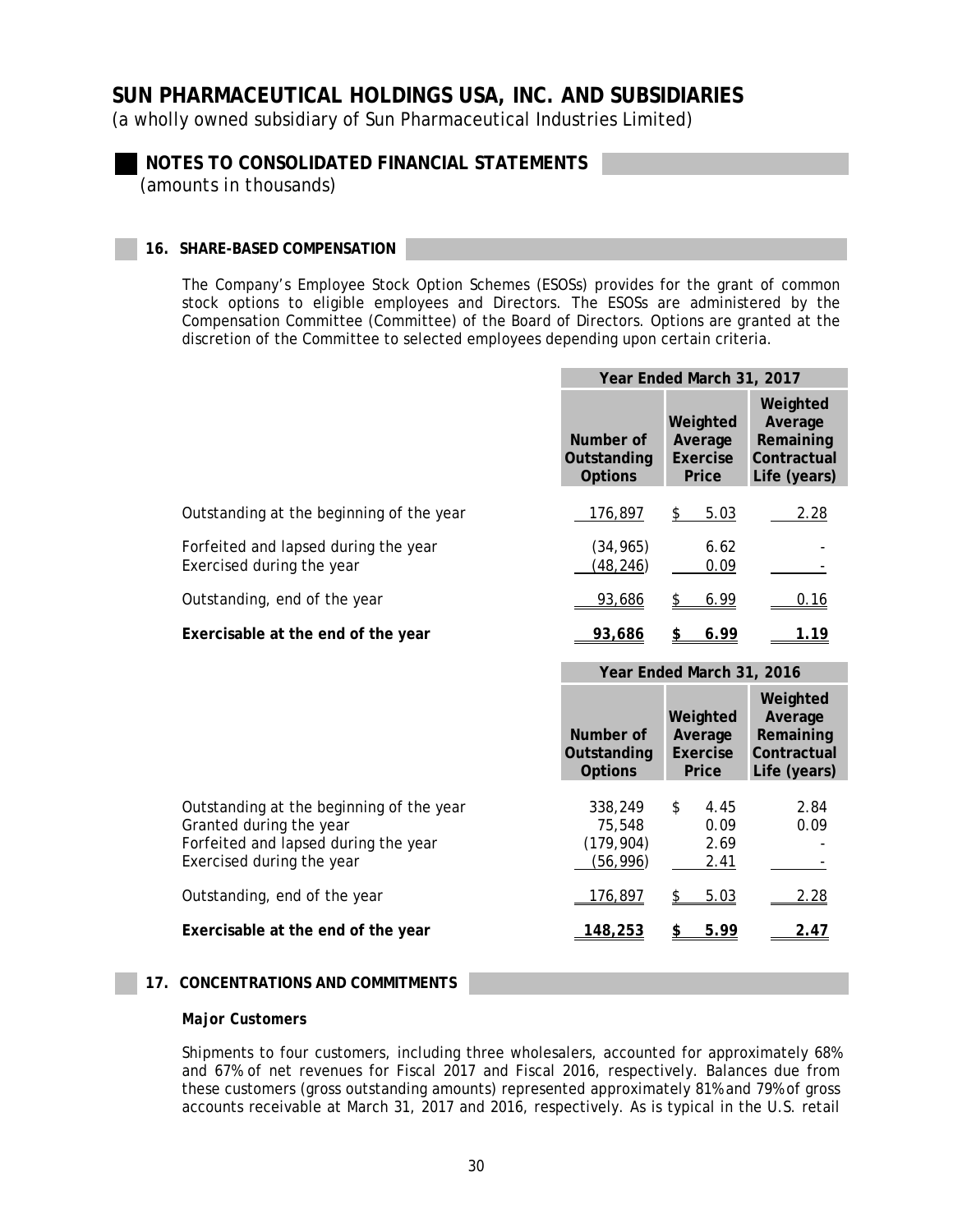# SUN PHARMACEUTICAL HOLDINGS USA, INC. AND SUBSIDIARIES

*(a wholly owned subsidiary of Sun Pharmaceutical Industries Limited)*

## NOTES TO CONSOLIDATED FINANCIAL STATEMENTS

*(amounts in thousands)*

### 16. SHARE-BASED COMPENSATION

The Company's Employee Stock Option Schemes (ESOSs) provides for the grant of common stock options to eligible employees and Directors. The ESOSs are administered by the Compensation Committee (Committee) of the Board of Directors. Options are granted at the discretion of the Committee to selected employees depending upon certain criteria.

| | Year Ended March 31, 2017 | | |
|---|---|---|---|
| | Number of Outstanding Options | Weighted Average Exercise Price | Weighted Average Remaining Contractual Life (years) |
| Outstanding at the beginning of the year | 176,897 | $ 5.03 | 2.28 |
| Forfeited and lapsed during the year | (34,965) | 6.62 | - |
| Exercised during the year | (48,246) | 0.09 | - |
| Outstanding, end of the year | 93,686 | $ 6.99 | 0.16 |
| **Exercisable at the end of the year** | **93,686** | **$ 6.99** | **1.19** |

| | Year Ended March 31, 2016 | | |
|---|---|---|---|
| | Number of Outstanding Options | Weighted Average Exercise Price | Weighted Average Remaining Contractual Life (years) |
| Outstanding at the beginning of the year | 338,249 | $ 4.45 | 2.84 |
| Granted during the year | 75,548 | 0.09 | 0.09 |
| Forfeited and lapsed during the year | (179,904) | 2.69 | - |
| Exercised during the year | (56,996) | 2.41 | - |
| Outstanding, end of the year | 176,897 | $ 5.03 | 2.28 |
| **Exercisable at the end of the year** | **148,253** | **$ 5.99** | **2.47** |

### 17. CONCENTRATIONS AND COMMITMENTS

***Major Customers***

Shipments to four customers, including three wholesalers, accounted for approximately 68% and 67% of net revenues for Fiscal 2017 and Fiscal 2016, respectively. Balances due from these customers (gross outstanding amounts) represented approximately 81% and 79% of gross accounts receivable at March 31, 2017 and 2016, respectively. As is typical in the U.S. retail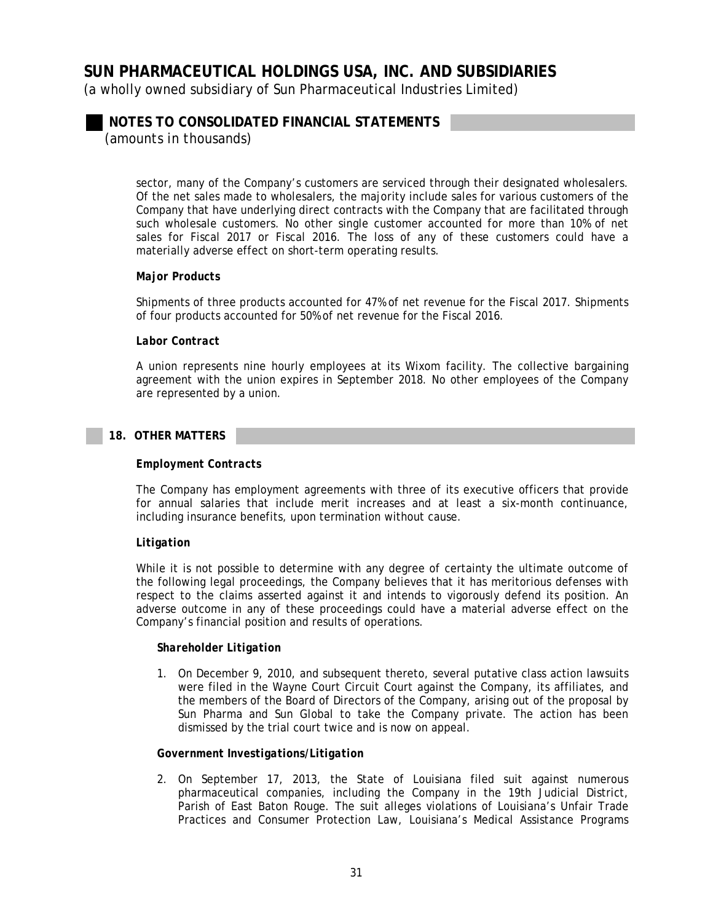sector, many of the Company's customers are serviced through their designated wholesalers. Of the net sales made to wholesalers, the majority include sales for various customers of the Company that have underlying direct contracts with the Company that are facilitated through such wholesale customers. No other single customer accounted for more than 10% of net sales for Fiscal 2017 or Fiscal 2016. The loss of any of these customers could have a materially adverse effect on short-term operating results.

***Major Products***

Shipments of three products accounted for 47% of net revenue for the Fiscal 2017. Shipments of four products accounted for 50% of net revenue for the Fiscal 2016.

***Labor Contract***

A union represents nine hourly employees at its Wixom facility. The collective bargaining agreement with the union expires in September 2018. No other employees of the Company are represented by a union.

## 18. OTHER MATTERS

***Employment Contracts***

The Company has employment agreements with three of its executive officers that provide for annual salaries that include merit increases and at least a six-month continuance, including insurance benefits, upon termination without cause.

***Litigation***

While it is not possible to determine with any degree of certainty the ultimate outcome of the following legal proceedings, the Company believes that it has meritorious defenses with respect to the claims asserted against it and intends to vigorously defend its position. An adverse outcome in any of these proceedings could have a material adverse effect on the Company's financial position and results of operations.

***Shareholder Litigation***

1. On December 9, 2010, and subsequent thereto, several putative class action lawsuits were filed in the Wayne Court Circuit Court against the Company, its affiliates, and the members of the Board of Directors of the Company, arising out of the proposal by Sun Pharma and Sun Global to take the Company private. The action has been dismissed by the trial court twice and is now on appeal.

***Government Investigations/Litigation***

2. On September 17, 2013, the State of Louisiana filed suit against numerous pharmaceutical companies, including the Company in the 19th Judicial District, Parish of East Baton Rouge. The suit alleges violations of Louisiana's Unfair Trade Practices and Consumer Protection Law, Louisiana's Medical Assistance Programs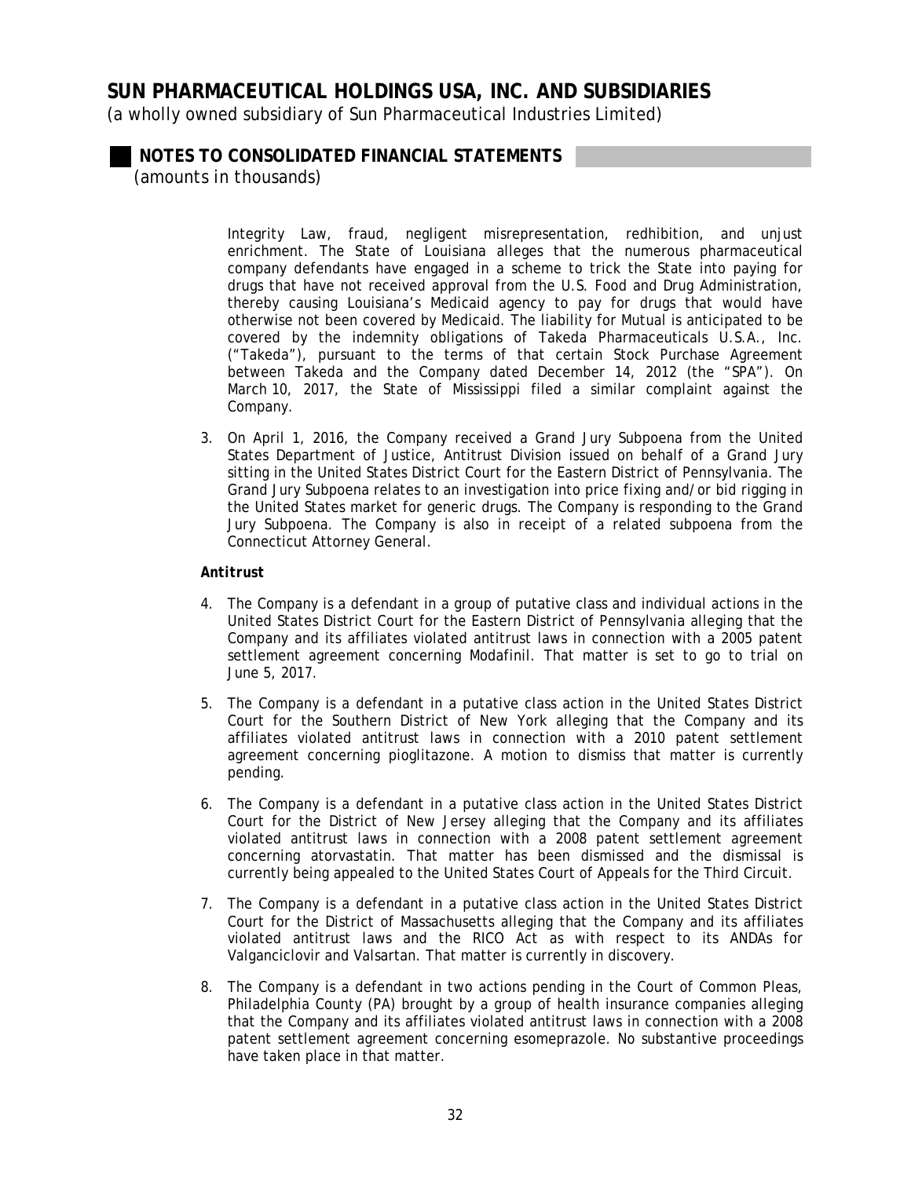Integrity Law, fraud, negligent misrepresentation, redhibition, and unjust enrichment. The State of Louisiana alleges that the numerous pharmaceutical company defendants have engaged in a scheme to trick the State into paying for drugs that have not received approval from the U.S. Food and Drug Administration, thereby causing Louisiana's Medicaid agency to pay for drugs that would have otherwise not been covered by Medicaid. The liability for Mutual is anticipated to be covered by the indemnity obligations of Takeda Pharmaceuticals U.S.A., Inc. ("Takeda"), pursuant to the terms of that certain Stock Purchase Agreement between Takeda and the Company dated December 14, 2012 (the "SPA"). On March 10, 2017, the State of Mississippi filed a similar complaint against the Company.

3. On April 1, 2016, the Company received a Grand Jury Subpoena from the United States Department of Justice, Antitrust Division issued on behalf of a Grand Jury sitting in the United States District Court for the Eastern District of Pennsylvania. The Grand Jury Subpoena relates to an investigation into price fixing and/or bid rigging in the United States market for generic drugs. The Company is responding to the Grand Jury Subpoena. The Company is also in receipt of a related subpoena from the Connecticut Attorney General.

***Antitrust***

4. The Company is a defendant in a group of putative class and individual actions in the United States District Court for the Eastern District of Pennsylvania alleging that the Company and its affiliates violated antitrust laws in connection with a 2005 patent settlement agreement concerning Modafinil. That matter is set to go to trial on June 5, 2017.

5. The Company is a defendant in a putative class action in the United States District Court for the Southern District of New York alleging that the Company and its affiliates violated antitrust laws in connection with a 2010 patent settlement agreement concerning pioglitazone. A motion to dismiss that matter is currently pending.

6. The Company is a defendant in a putative class action in the United States District Court for the District of New Jersey alleging that the Company and its affiliates violated antitrust laws in connection with a 2008 patent settlement agreement concerning atorvastatin. That matter has been dismissed and the dismissal is currently being appealed to the United States Court of Appeals for the Third Circuit.

7. The Company is a defendant in a putative class action in the United States District Court for the District of Massachusetts alleging that the Company and its affiliates violated antitrust laws and the RICO Act as with respect to its ANDAs for Valganciclovir and Valsartan. That matter is currently in discovery.

8. The Company is a defendant in two actions pending in the Court of Common Pleas, Philadelphia County (PA) brought by a group of health insurance companies alleging that the Company and its affiliates violated antitrust laws in connection with a 2008 patent settlement agreement concerning esomeprazole. No substantive proceedings have taken place in that matter.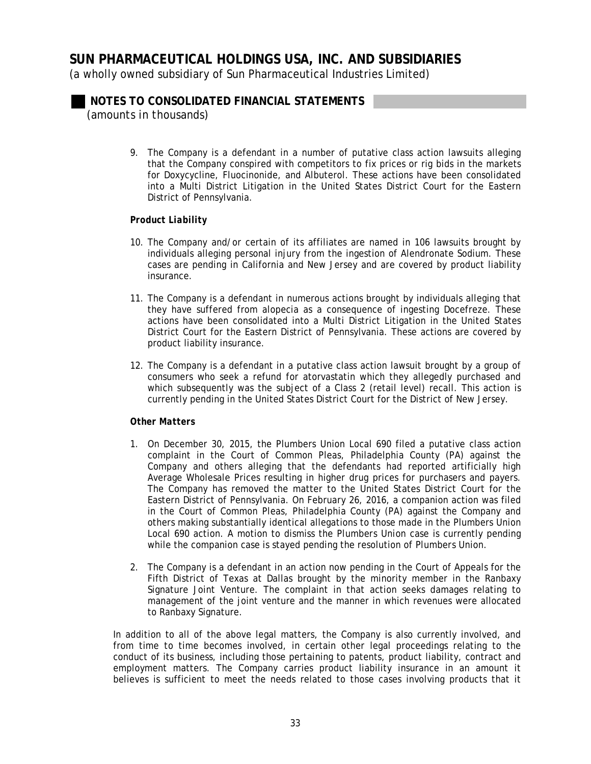9. The Company is a defendant in a number of putative class action lawsuits alleging that the Company conspired with competitors to fix prices or rig bids in the markets for Doxycycline, Fluocinonide, and Albuterol. These actions have been consolidated into a Multi District Litigation in the United States District Court for the Eastern District of Pennsylvania.

***Product Liability***

10. The Company and/or certain of its affiliates are named in 106 lawsuits brought by individuals alleging personal injury from the ingestion of Alendronate Sodium. These cases are pending in California and New Jersey and are covered by product liability insurance.

11. The Company is a defendant in numerous actions brought by individuals alleging that they have suffered from alopecia as a consequence of ingesting Docefreze. These actions have been consolidated into a Multi District Litigation in the United States District Court for the Eastern District of Pennsylvania. These actions are covered by product liability insurance.

12. The Company is a defendant in a putative class action lawsuit brought by a group of consumers who seek a refund for atorvastatin which they allegedly purchased and which subsequently was the subject of a Class 2 (retail level) recall. This action is currently pending in the United States District Court for the District of New Jersey.

***Other Matters***

1. On December 30, 2015, the Plumbers Union Local 690 filed a putative class action complaint in the Court of Common Pleas, Philadelphia County (PA) against the Company and others alleging that the defendants had reported artificially high Average Wholesale Prices resulting in higher drug prices for purchasers and payers. The Company has removed the matter to the United States District Court for the Eastern District of Pennsylvania. On February 26, 2016, a companion action was filed in the Court of Common Pleas, Philadelphia County (PA) against the Company and others making substantially identical allegations to those made in the Plumbers Union Local 690 action. A motion to dismiss the Plumbers Union case is currently pending while the companion case is stayed pending the resolution of Plumbers Union.

2. The Company is a defendant in an action now pending in the Court of Appeals for the Fifth District of Texas at Dallas brought by the minority member in the Ranbaxy Signature Joint Venture. The complaint in that action seeks damages relating to management of the joint venture and the manner in which revenues were allocated to Ranbaxy Signature.

In addition to all of the above legal matters, the Company is also currently involved, and from time to time becomes involved, in certain other legal proceedings relating to the conduct of its business, including those pertaining to patents, product liability, contract and employment matters. The Company carries product liability insurance in an amount it believes is sufficient to meet the needs related to those cases involving products that it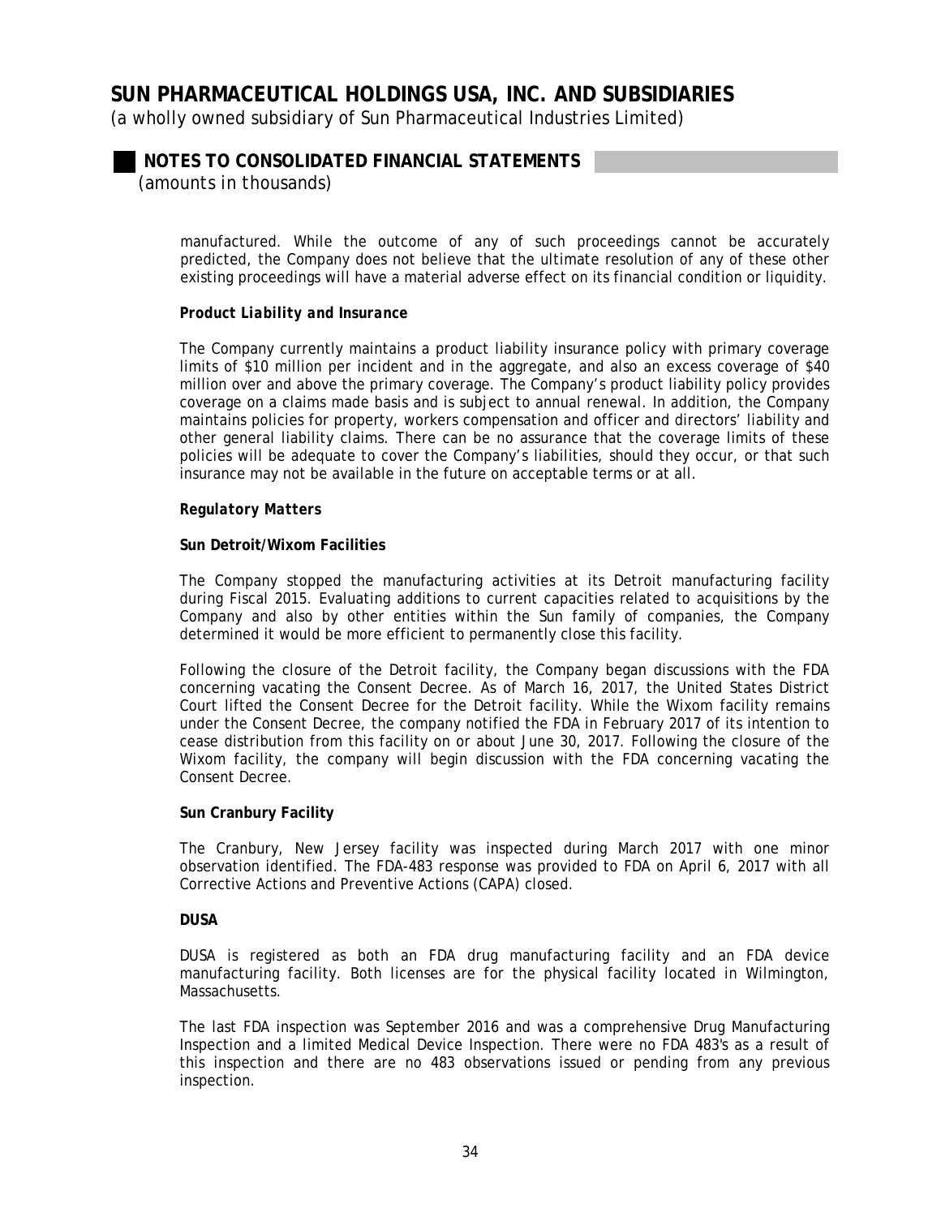manufactured. While the outcome of any of such proceedings cannot be accurately predicted, the Company does not believe that the ultimate resolution of any of these other existing proceedings will have a material adverse effect on its financial condition or liquidity.

***Product Liability and Insurance***

The Company currently maintains a product liability insurance policy with primary coverage limits of $10 million per incident and in the aggregate, and also an excess coverage of $40 million over and above the primary coverage. The Company's product liability policy provides coverage on a claims made basis and is subject to annual renewal. In addition, the Company maintains policies for property, workers compensation and officer and directors' liability and other general liability claims. There can be no assurance that the coverage limits of these policies will be adequate to cover the Company's liabilities, should they occur, or that such insurance may not be available in the future on acceptable terms or at all.

***Regulatory Matters***

**Sun Detroit/Wixom Facilities**

The Company stopped the manufacturing activities at its Detroit manufacturing facility during Fiscal 2015. Evaluating additions to current capacities related to acquisitions by the Company and also by other entities within the Sun family of companies, the Company determined it would be more efficient to permanently close this facility.

Following the closure of the Detroit facility, the Company began discussions with the FDA concerning vacating the Consent Decree. As of March 16, 2017, the United States District Court lifted the Consent Decree for the Detroit facility. While the Wixom facility remains under the Consent Decree, the company notified the FDA in February 2017 of its intention to cease distribution from this facility on or about June 30, 2017. Following the closure of the Wixom facility, the company will begin discussion with the FDA concerning vacating the Consent Decree.

**Sun Cranbury Facility**

The Cranbury, New Jersey facility was inspected during March 2017 with one minor observation identified. The FDA-483 response was provided to FDA on April 6, 2017 with all Corrective Actions and Preventive Actions (CAPA) closed.

**DUSA**

DUSA is registered as both an FDA drug manufacturing facility and an FDA device manufacturing facility. Both licenses are for the physical facility located in Wilmington, Massachusetts.

The last FDA inspection was September 2016 and was a comprehensive Drug Manufacturing Inspection and a limited Medical Device Inspection. There were no FDA 483's as a result of this inspection and there are no 483 observations issued or pending from any previous inspection.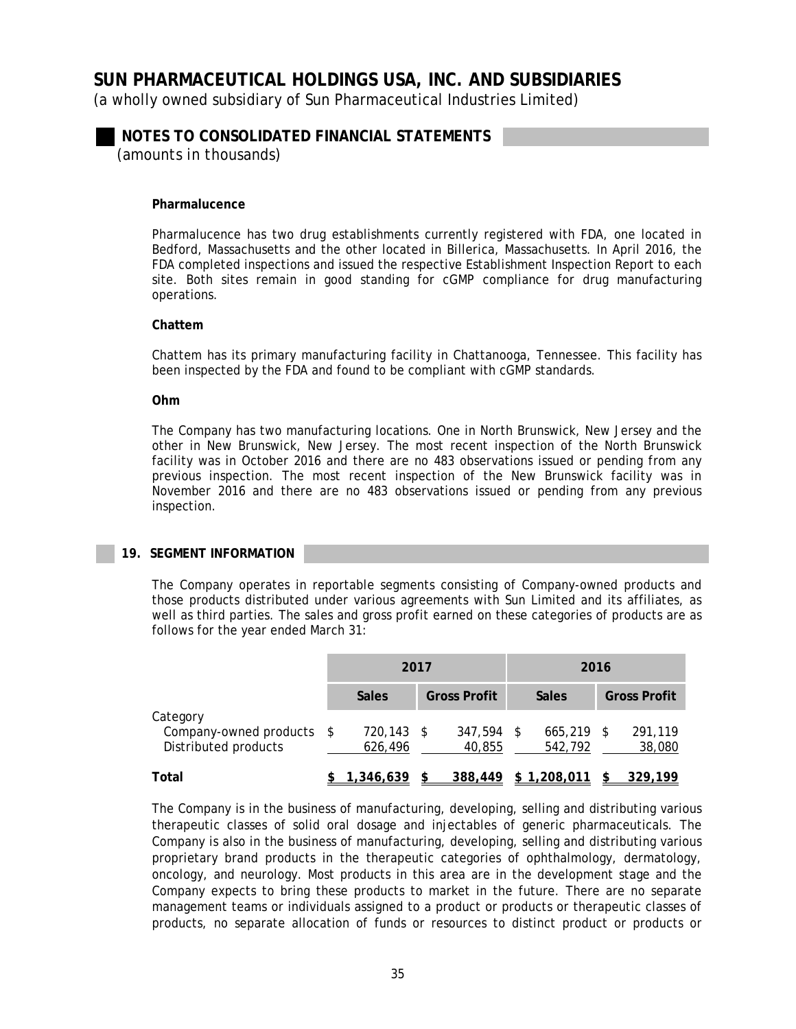**Pharmalucence**

Pharmalucence has two drug establishments currently registered with FDA, one located in Bedford, Massachusetts and the other located in Billerica, Massachusetts. In April 2016, the FDA completed inspections and issued the respective Establishment Inspection Report to each site. Both sites remain in good standing for cGMP compliance for drug manufacturing operations.

**Chattem**

Chattem has its primary manufacturing facility in Chattanooga, Tennessee. This facility has been inspected by the FDA and found to be compliant with cGMP standards.

**Ohm**

The Company has two manufacturing locations. One in North Brunswick, New Jersey and the other in New Brunswick, New Jersey. The most recent inspection of the North Brunswick facility was in October 2016 and there are no 483 observations issued or pending from any previous inspection. The most recent inspection of the New Brunswick facility was in November 2016 and there are no 483 observations issued or pending from any previous inspection.

## 19. SEGMENT INFORMATION

The Company operates in reportable segments consisting of Company-owned products and those products distributed under various agreements with Sun Limited and its affiliates, as well as third parties. The sales and gross profit earned on these categories of products are as follows for the year ended March 31:

| | 2017 | | 2016 | |
|---|---|---|---|---|
| | **Sales** | **Gross Profit** | **Sales** | **Gross Profit** |
| Category | | | | |
| Company-owned products | $ 720,143 | $ 347,594 | $ 665,219 | $ 291,119 |
| Distributed products | 626,496 | 40,855 | 542,792 | 38,080 |
| **Total** | **$ 1,346,639** | **$ 388,449** | **$ 1,208,011** | **$ 329,199** |

The Company is in the business of manufacturing, developing, selling and distributing various therapeutic classes of solid oral dosage and injectables of generic pharmaceuticals. The Company is also in the business of manufacturing, developing, selling and distributing various proprietary brand products in the therapeutic categories of ophthalmology, dermatology, oncology, and neurology. Most products in this area are in the development stage and the Company expects to bring these products to market in the future. There are no separate management teams or individuals assigned to a product or products or therapeutic classes of products, no separate allocation of funds or resources to distinct product or products or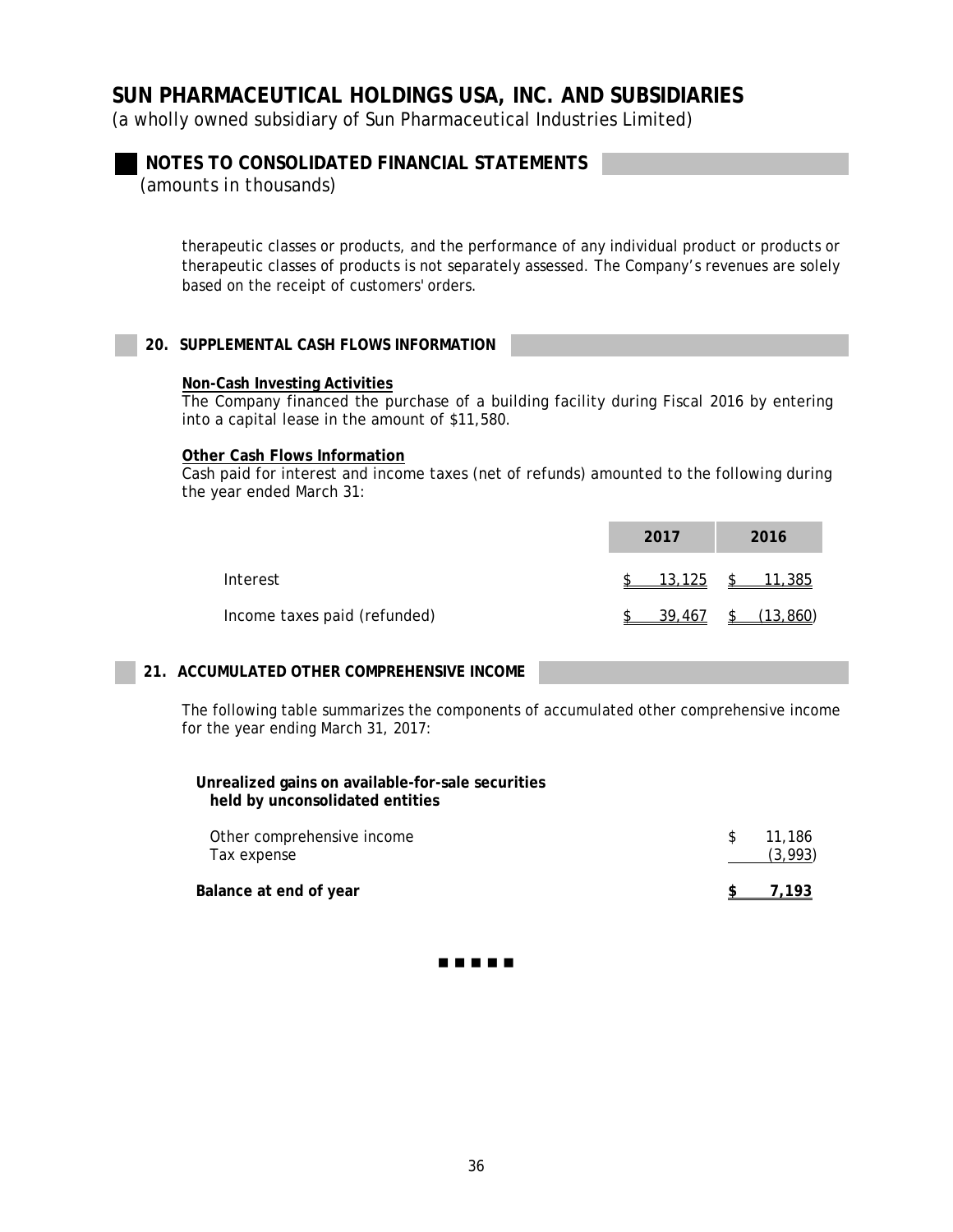therapeutic classes or products, and the performance of any individual product or products or therapeutic classes of products is not separately assessed. The Company's revenues are solely based on the receipt of customers' orders.

## 20. SUPPLEMENTAL CASH FLOWS INFORMATION

**Non-Cash Investing Activities**

The Company financed the purchase of a building facility during Fiscal 2016 by entering into a capital lease in the amount of $11,580.

**Other Cash Flows Information**

Cash paid for interest and income taxes (net of refunds) amounted to the following during the year ended March 31:

| | 2017 | 2016 |
|---|---|---|
| Interest | $ 13,125 | $ 11,385 |
| Income taxes paid (refunded) | $ 39,467 | $ (13,860) |

## 21. ACCUMULATED OTHER COMPREHENSIVE INCOME

The following table summarizes the components of accumulated other comprehensive income for the year ending March 31, 2017:

| | |
|---|---|
| **Unrealized gains on available-for-sale securities held by unconsolidated entities** | |
| Other comprehensive income | $ 11,186 |
| Tax expense | (3,993) |
| **Balance at end of year** | **$ 7,193** |

■ ■ ■ ■ ■